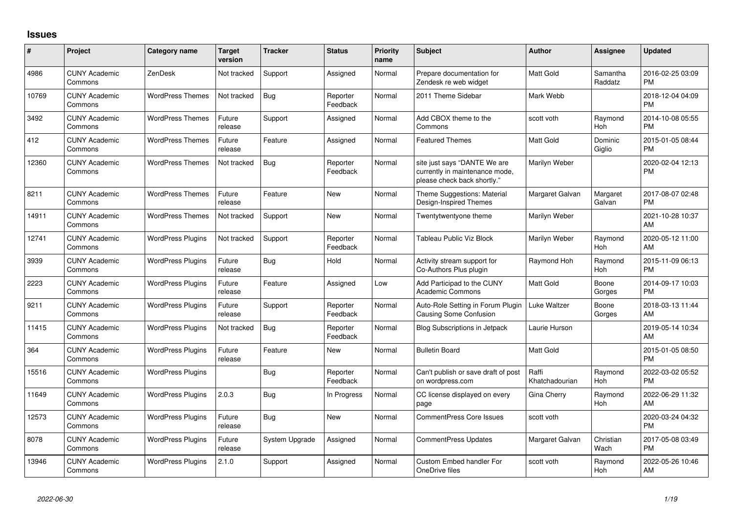## Issues

| # | Project | Category name | Target version | Tracker | Status | Priority name | Subject | Author | Assignee | Updated |
|---|---|---|---|---|---|---|---|---|---|---|
| 4986 | CUNY Academic Commons | ZenDesk | Not tracked | Support | Assigned | Normal | Prepare documentation for Zendesk re web widget | Matt Gold | Samantha Raddatz | 2016-02-25 03:09 PM |
| 10769 | CUNY Academic Commons | WordPress Themes | Not tracked | Bug | Reporter Feedback | Normal | 2011 Theme Sidebar | Mark Webb | | 2018-12-04 04:09 PM |
| 3492 | CUNY Academic Commons | WordPress Themes | Future release | Support | Assigned | Normal | Add CBOX theme to the Commons | scott voth | Raymond Hoh | 2014-10-08 05:55 PM |
| 412 | CUNY Academic Commons | WordPress Themes | Future release | Feature | Assigned | Normal | Featured Themes | Matt Gold | Dominic Giglio | 2015-01-05 08:44 PM |
| 12360 | CUNY Academic Commons | WordPress Themes | Not tracked | Bug | Reporter Feedback | Normal | site just says "DANTE We are currently in maintenance mode, please check back shortly." | Marilyn Weber | | 2020-02-04 12:13 PM |
| 8211 | CUNY Academic Commons | WordPress Themes | Future release | Feature | New | Normal | Theme Suggestions: Material Design-Inspired Themes | Margaret Galvan | Margaret Galvan | 2017-08-07 02:48 PM |
| 14911 | CUNY Academic Commons | WordPress Themes | Not tracked | Support | New | Normal | Twentytwentyone theme | Marilyn Weber | | 2021-10-28 10:37 AM |
| 12741 | CUNY Academic Commons | WordPress Plugins | Not tracked | Support | Reporter Feedback | Normal | Tableau Public Viz Block | Marilyn Weber | Raymond Hoh | 2020-05-12 11:00 AM |
| 3939 | CUNY Academic Commons | WordPress Plugins | Future release | Bug | Hold | Normal | Activity stream support for Co-Authors Plus plugin | Raymond Hoh | Raymond Hoh | 2015-11-09 06:13 PM |
| 2223 | CUNY Academic Commons | WordPress Plugins | Future release | Feature | Assigned | Low | Add Participad to the CUNY Academic Commons | Matt Gold | Boone Gorges | 2014-09-17 10:03 PM |
| 9211 | CUNY Academic Commons | WordPress Plugins | Future release | Support | Reporter Feedback | Normal | Auto-Role Setting in Forum Plugin Causing Some Confusion | Luke Waltzer | Boone Gorges | 2018-03-13 11:44 AM |
| 11415 | CUNY Academic Commons | WordPress Plugins | Not tracked | Bug | Reporter Feedback | Normal | Blog Subscriptions in Jetpack | Laurie Hurson | | 2019-05-14 10:34 AM |
| 364 | CUNY Academic Commons | WordPress Plugins | Future release | Feature | New | Normal | Bulletin Board | Matt Gold | | 2015-01-05 08:50 PM |
| 15516 | CUNY Academic Commons | WordPress Plugins | | Bug | Reporter Feedback | Normal | Can't publish or save draft of post on wordpress.com | Raffi Khatchadourian | Raymond Hoh | 2022-03-02 05:52 PM |
| 11649 | CUNY Academic Commons | WordPress Plugins | 2.0.3 | Bug | In Progress | Normal | CC license displayed on every page | Gina Cherry | Raymond Hoh | 2022-06-29 11:32 AM |
| 12573 | CUNY Academic Commons | WordPress Plugins | Future release | Bug | New | Normal | CommentPress Core Issues | scott voth | | 2020-03-24 04:32 PM |
| 8078 | CUNY Academic Commons | WordPress Plugins | Future release | System Upgrade | Assigned | Normal | CommentPress Updates | Margaret Galvan | Christian Wach | 2017-05-08 03:49 PM |
| 13946 | CUNY Academic Commons | WordPress Plugins | 2.1.0 | Support | Assigned | Normal | Custom Embed handler For OneDrive files | scott voth | Raymond Hoh | 2022-05-26 10:46 AM |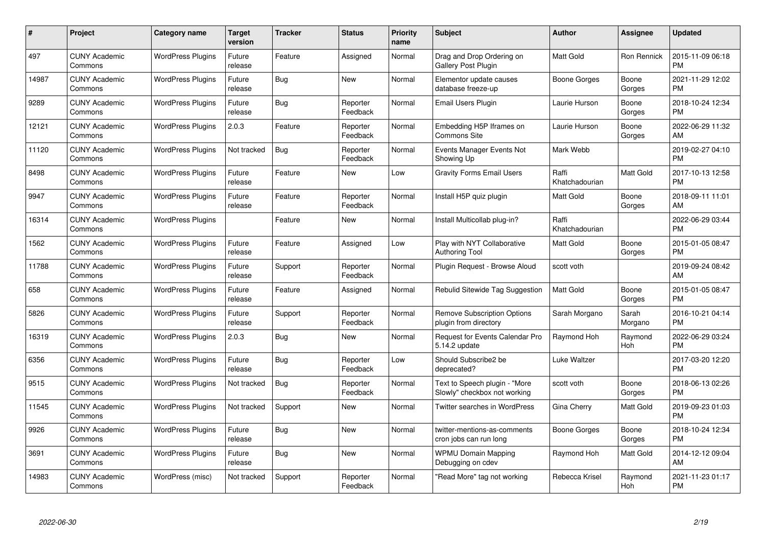| # | Project | Category name | Target version | Tracker | Status | Priority name | Subject | Author | Assignee | Updated |
|---|---|---|---|---|---|---|---|---|---|---|
| 497 | CUNY Academic Commons | WordPress Plugins | Future release | Feature | Assigned | Normal | Drag and Drop Ordering on Gallery Post Plugin | Matt Gold | Ron Rennick | 2015-11-09 06:18 PM |
| 14987 | CUNY Academic Commons | WordPress Plugins | Future release | Bug | New | Normal | Elementor update causes database freeze-up | Boone Gorges | Boone Gorges | 2021-11-29 12:02 PM |
| 9289 | CUNY Academic Commons | WordPress Plugins | Future release | Bug | Reporter Feedback | Normal | Email Users Plugin | Laurie Hurson | Boone Gorges | 2018-10-24 12:34 PM |
| 12121 | CUNY Academic Commons | WordPress Plugins | 2.0.3 | Feature | Reporter Feedback | Normal | Embedding H5P Iframes on Commons Site | Laurie Hurson | Boone Gorges | 2022-06-29 11:32 AM |
| 11120 | CUNY Academic Commons | WordPress Plugins | Not tracked | Bug | Reporter Feedback | Normal | Events Manager Events Not Showing Up | Mark Webb | | 2019-02-27 04:10 PM |
| 8498 | CUNY Academic Commons | WordPress Plugins | Future release | Feature | New | Low | Gravity Forms Email Users | Raffi Khatchadourian | Matt Gold | 2017-10-13 12:58 PM |
| 9947 | CUNY Academic Commons | WordPress Plugins | Future release | Feature | Reporter Feedback | Normal | Install H5P quiz plugin | Matt Gold | Boone Gorges | 2018-09-11 11:01 AM |
| 16314 | CUNY Academic Commons | WordPress Plugins | | Feature | New | Normal | Install Multicollab plug-in? | Raffi Khatchadourian | | 2022-06-29 03:44 PM |
| 1562 | CUNY Academic Commons | WordPress Plugins | Future release | Feature | Assigned | Low | Play with NYT Collaborative Authoring Tool | Matt Gold | Boone Gorges | 2015-01-05 08:47 PM |
| 11788 | CUNY Academic Commons | WordPress Plugins | Future release | Support | Reporter Feedback | Normal | Plugin Request - Browse Aloud | scott voth | | 2019-09-24 08:42 AM |
| 658 | CUNY Academic Commons | WordPress Plugins | Future release | Feature | Assigned | Normal | Rebulid Sitewide Tag Suggestion | Matt Gold | Boone Gorges | 2015-01-05 08:47 PM |
| 5826 | CUNY Academic Commons | WordPress Plugins | Future release | Support | Reporter Feedback | Normal | Remove Subscription Options plugin from directory | Sarah Morgano | Sarah Morgano | 2016-10-21 04:14 PM |
| 16319 | CUNY Academic Commons | WordPress Plugins | 2.0.3 | Bug | New | Normal | Request for Events Calendar Pro 5.14.2 update | Raymond Hoh | Raymond Hoh | 2022-06-29 03:24 PM |
| 6356 | CUNY Academic Commons | WordPress Plugins | Future release | Bug | Reporter Feedback | Low | Should Subscribe2 be deprecated? | Luke Waltzer | | 2017-03-20 12:20 PM |
| 9515 | CUNY Academic Commons | WordPress Plugins | Not tracked | Bug | Reporter Feedback | Normal | Text to Speech plugin - "More Slowly" checkbox not working | scott voth | Boone Gorges | 2018-06-13 02:26 PM |
| 11545 | CUNY Academic Commons | WordPress Plugins | Not tracked | Support | New | Normal | Twitter searches in WordPress | Gina Cherry | Matt Gold | 2019-09-23 01:03 PM |
| 9926 | CUNY Academic Commons | WordPress Plugins | Future release | Bug | New | Normal | twitter-mentions-as-comments cron jobs can run long | Boone Gorges | Boone Gorges | 2018-10-24 12:34 PM |
| 3691 | CUNY Academic Commons | WordPress Plugins | Future release | Bug | New | Normal | WPMU Domain Mapping Debugging on cdev | Raymond Hoh | Matt Gold | 2014-12-12 09:04 AM |
| 14983 | CUNY Academic Commons | WordPress (misc) | Not tracked | Support | Reporter Feedback | Normal | "Read More" tag not working | Rebecca Krisel | Raymond Hoh | 2021-11-23 01:17 PM |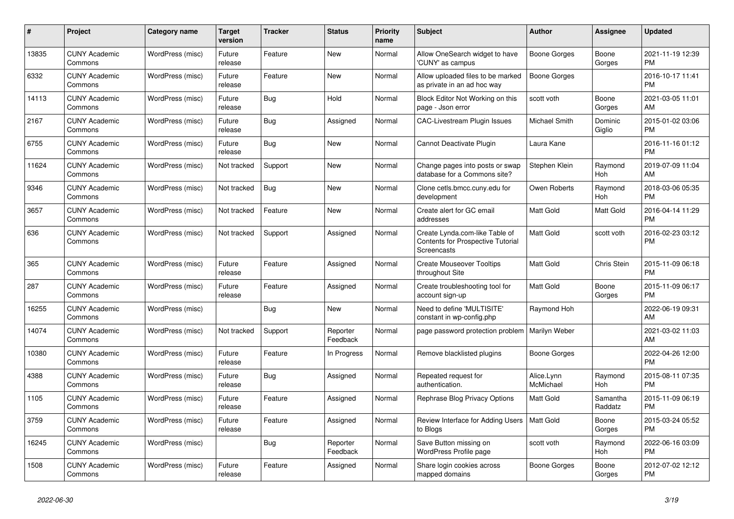| # | Project | Category name | Target version | Tracker | Status | Priority name | Subject | Author | Assignee | Updated |
|---|---|---|---|---|---|---|---|---|---|---|
| 13835 | CUNY Academic Commons | WordPress (misc) | Future release | Feature | New | Normal | Allow OneSearch widget to have 'CUNY' as campus | Boone Gorges | Boone Gorges | 2021-11-19 12:39 PM |
| 6332 | CUNY Academic Commons | WordPress (misc) | Future release | Feature | New | Normal | Allow uploaded files to be marked as private in an ad hoc way | Boone Gorges | | 2016-10-17 11:41 PM |
| 14113 | CUNY Academic Commons | WordPress (misc) | Future release | Bug | Hold | Normal | Block Editor Not Working on this page - Json error | scott voth | Boone Gorges | 2021-03-05 11:01 AM |
| 2167 | CUNY Academic Commons | WordPress (misc) | Future release | Bug | Assigned | Normal | CAC-Livestream Plugin Issues | Michael Smith | Dominic Giglio | 2015-01-02 03:06 PM |
| 6755 | CUNY Academic Commons | WordPress (misc) | Future release | Bug | New | Normal | Cannot Deactivate Plugin | Laura Kane | | 2016-11-16 01:12 PM |
| 11624 | CUNY Academic Commons | WordPress (misc) | Not tracked | Support | New | Normal | Change pages into posts or swap database for a Commons site? | Stephen Klein | Raymond Hoh | 2019-07-09 11:04 AM |
| 9346 | CUNY Academic Commons | WordPress (misc) | Not tracked | Bug | New | Normal | Clone cetls.bmcc.cuny.edu for development | Owen Roberts | Raymond Hoh | 2018-03-06 05:35 PM |
| 3657 | CUNY Academic Commons | WordPress (misc) | Not tracked | Feature | New | Normal | Create alert for GC email addresses | Matt Gold | Matt Gold | 2016-04-14 11:29 PM |
| 636 | CUNY Academic Commons | WordPress (misc) | Not tracked | Support | Assigned | Normal | Create Lynda.com-like Table of Contents for Prospective Tutorial Screencasts | Matt Gold | scott voth | 2016-02-23 03:12 PM |
| 365 | CUNY Academic Commons | WordPress (misc) | Future release | Feature | Assigned | Normal | Create Mouseover Tooltips throughout Site | Matt Gold | Chris Stein | 2015-11-09 06:18 PM |
| 287 | CUNY Academic Commons | WordPress (misc) | Future release | Feature | Assigned | Normal | Create troubleshooting tool for account sign-up | Matt Gold | Boone Gorges | 2015-11-09 06:17 PM |
| 16255 | CUNY Academic Commons | WordPress (misc) | | Bug | New | Normal | Need to define 'MULTISITE' constant in wp-config.php | Raymond Hoh | | 2022-06-19 09:31 AM |
| 14074 | CUNY Academic Commons | WordPress (misc) | Not tracked | Support | Reporter Feedback | Normal | page password protection problem | Marilyn Weber | | 2021-03-02 11:03 AM |
| 10380 | CUNY Academic Commons | WordPress (misc) | Future release | Feature | In Progress | Normal | Remove blacklisted plugins | Boone Gorges | | 2022-04-26 12:00 PM |
| 4388 | CUNY Academic Commons | WordPress (misc) | Future release | Bug | Assigned | Normal | Repeated request for authentication. | Alice.Lynn McMichael | Raymond Hoh | 2015-08-11 07:35 PM |
| 1105 | CUNY Academic Commons | WordPress (misc) | Future release | Feature | Assigned | Normal | Rephrase Blog Privacy Options | Matt Gold | Samantha Raddatz | 2015-11-09 06:19 PM |
| 3759 | CUNY Academic Commons | WordPress (misc) | Future release | Feature | Assigned | Normal | Review Interface for Adding Users to Blogs | Matt Gold | Boone Gorges | 2015-03-24 05:52 PM |
| 16245 | CUNY Academic Commons | WordPress (misc) | | Bug | Reporter Feedback | Normal | Save Button missing on WordPress Profile page | scott voth | Raymond Hoh | 2022-06-16 03:09 PM |
| 1508 | CUNY Academic Commons | WordPress (misc) | Future release | Feature | Assigned | Normal | Share login cookies across mapped domains | Boone Gorges | Boone Gorges | 2012-07-02 12:12 PM |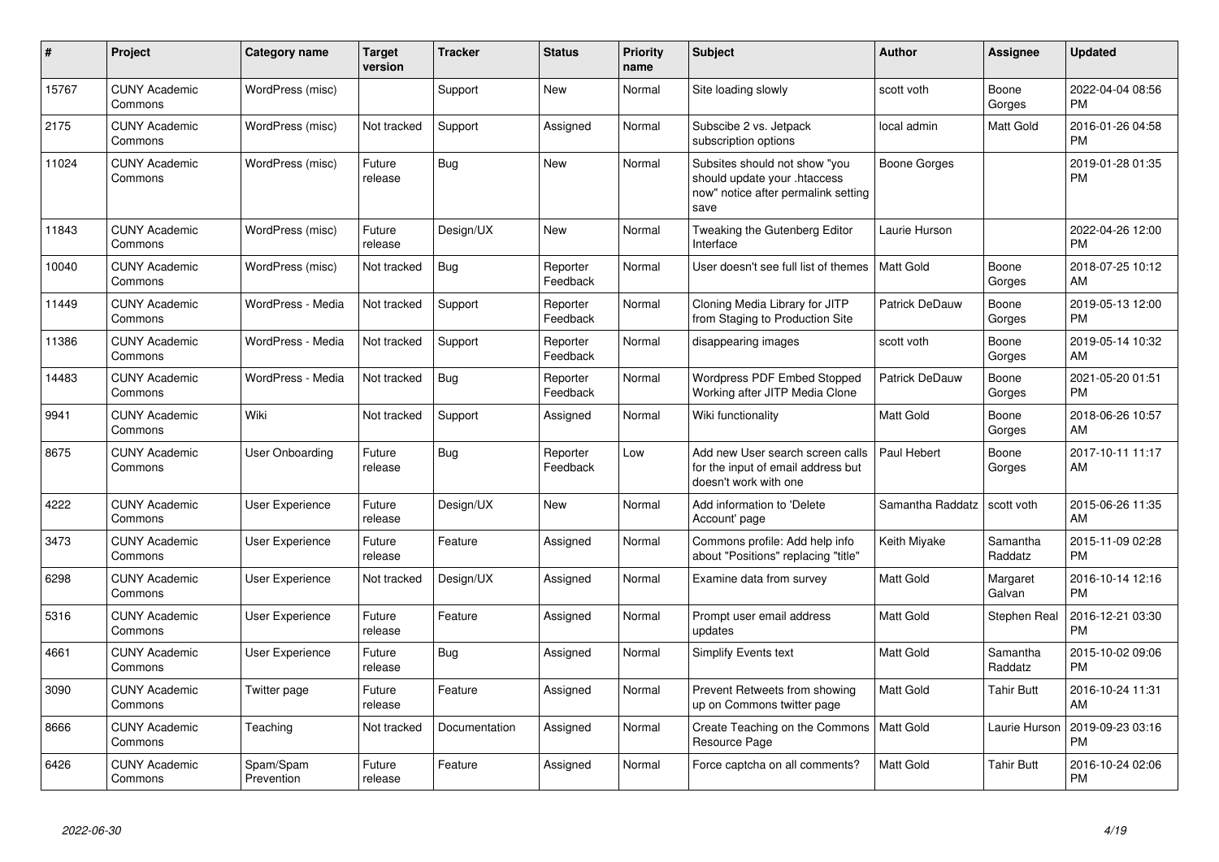| # | Project | Category name | Target version | Tracker | Status | Priority name | Subject | Author | Assignee | Updated |
|---|---|---|---|---|---|---|---|---|---|---|
| 15767 | CUNY Academic Commons | WordPress (misc) | | Support | New | Normal | Site loading slowly | scott voth | Boone Gorges | 2022-04-04 08:56 PM |
| 2175 | CUNY Academic Commons | WordPress (misc) | Not tracked | Support | Assigned | Normal | Subscibe 2 vs. Jetpack subscription options | local admin | Matt Gold | 2016-01-26 04:58 PM |
| 11024 | CUNY Academic Commons | WordPress (misc) | Future release | Bug | New | Normal | Subsites should not show "you should update your .htaccess now" notice after permalink setting save | Boone Gorges | | 2019-01-28 01:35 PM |
| 11843 | CUNY Academic Commons | WordPress (misc) | Future release | Design/UX | New | Normal | Tweaking the Gutenberg Editor Interface | Laurie Hurson | | 2022-04-26 12:00 PM |
| 10040 | CUNY Academic Commons | WordPress (misc) | Not tracked | Bug | Reporter Feedback | Normal | User doesn't see full list of themes | Matt Gold | Boone Gorges | 2018-07-25 10:12 AM |
| 11449 | CUNY Academic Commons | WordPress - Media | Not tracked | Support | Reporter Feedback | Normal | Cloning Media Library for JITP from Staging to Production Site | Patrick DeDauw | Boone Gorges | 2019-05-13 12:00 PM |
| 11386 | CUNY Academic Commons | WordPress - Media | Not tracked | Support | Reporter Feedback | Normal | disappearing images | scott voth | Boone Gorges | 2019-05-14 10:32 AM |
| 14483 | CUNY Academic Commons | WordPress - Media | Not tracked | Bug | Reporter Feedback | Normal | Wordpress PDF Embed Stopped Working after JITP Media Clone | Patrick DeDauw | Boone Gorges | 2021-05-20 01:51 PM |
| 9941 | CUNY Academic Commons | Wiki | Not tracked | Support | Assigned | Normal | Wiki functionality | Matt Gold | Boone Gorges | 2018-06-26 10:57 AM |
| 8675 | CUNY Academic Commons | User Onboarding | Future release | Bug | Reporter Feedback | Low | Add new User search screen calls for the input of email address but doesn't work with one | Paul Hebert | Boone Gorges | 2017-10-11 11:17 AM |
| 4222 | CUNY Academic Commons | User Experience | Future release | Design/UX | New | Normal | Add information to 'Delete Account' page | Samantha Raddatz | scott voth | 2015-06-26 11:35 AM |
| 3473 | CUNY Academic Commons | User Experience | Future release | Feature | Assigned | Normal | Commons profile: Add help info about "Positions" replacing "title" | Keith Miyake | Samantha Raddatz | 2015-11-09 02:28 PM |
| 6298 | CUNY Academic Commons | User Experience | Not tracked | Design/UX | Assigned | Normal | Examine data from survey | Matt Gold | Margaret Galvan | 2016-10-14 12:16 PM |
| 5316 | CUNY Academic Commons | User Experience | Future release | Feature | Assigned | Normal | Prompt user email address updates | Matt Gold | Stephen Real | 2016-12-21 03:30 PM |
| 4661 | CUNY Academic Commons | User Experience | Future release | Bug | Assigned | Normal | Simplify Events text | Matt Gold | Samantha Raddatz | 2015-10-02 09:06 PM |
| 3090 | CUNY Academic Commons | Twitter page | Future release | Feature | Assigned | Normal | Prevent Retweets from showing up on Commons twitter page | Matt Gold | Tahir Butt | 2016-10-24 11:31 AM |
| 8666 | CUNY Academic Commons | Teaching | Not tracked | Documentation | Assigned | Normal | Create Teaching on the Commons Resource Page | Matt Gold | Laurie Hurson | 2019-09-23 03:16 PM |
| 6426 | CUNY Academic Commons | Spam/Spam Prevention | Future release | Feature | Assigned | Normal | Force captcha on all comments? | Matt Gold | Tahir Butt | 2016-10-24 02:06 PM |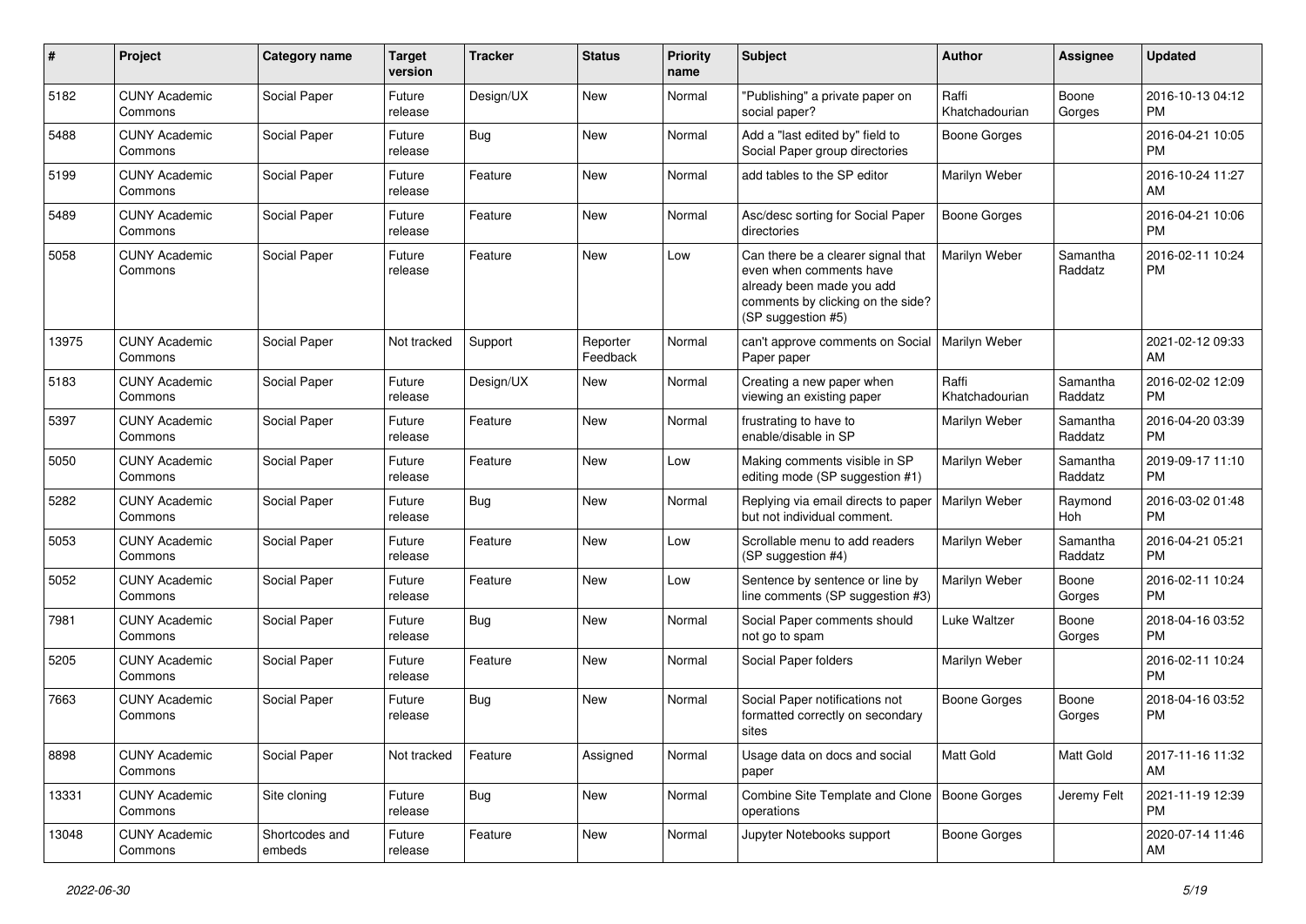| # | Project | Category name | Target version | Tracker | Status | Priority name | Subject | Author | Assignee | Updated |
|---|---|---|---|---|---|---|---|---|---|---|
| 5182 | CUNY Academic Commons | Social Paper | Future release | Design/UX | New | Normal | "Publishing" a private paper on social paper? | Raffi Khatchadourian | Boone Gorges | 2016-10-13 04:12 PM |
| 5488 | CUNY Academic Commons | Social Paper | Future release | Bug | New | Normal | Add a "last edited by" field to Social Paper group directories | Boone Gorges | | 2016-04-21 10:05 PM |
| 5199 | CUNY Academic Commons | Social Paper | Future release | Feature | New | Normal | add tables to the SP editor | Marilyn Weber | | 2016-10-24 11:27 AM |
| 5489 | CUNY Academic Commons | Social Paper | Future release | Feature | New | Normal | Asc/desc sorting for Social Paper directories | Boone Gorges | | 2016-04-21 10:06 PM |
| 5058 | CUNY Academic Commons | Social Paper | Future release | Feature | New | Low | Can there be a clearer signal that even when comments have already been made you add comments by clicking on the side? (SP suggestion #5) | Marilyn Weber | Samantha Raddatz | 2016-02-11 10:24 PM |
| 13975 | CUNY Academic Commons | Social Paper | Not tracked | Support | Reporter Feedback | Normal | can't approve comments on Social Paper paper | Marilyn Weber | | 2021-02-12 09:33 AM |
| 5183 | CUNY Academic Commons | Social Paper | Future release | Design/UX | New | Normal | Creating a new paper when viewing an existing paper | Raffi Khatchadourian | Samantha Raddatz | 2016-02-02 12:09 PM |
| 5397 | CUNY Academic Commons | Social Paper | Future release | Feature | New | Normal | frustrating to have to enable/disable in SP | Marilyn Weber | Samantha Raddatz | 2016-04-20 03:39 PM |
| 5050 | CUNY Academic Commons | Social Paper | Future release | Feature | New | Low | Making comments visible in SP editing mode (SP suggestion #1) | Marilyn Weber | Samantha Raddatz | 2019-09-17 11:10 PM |
| 5282 | CUNY Academic Commons | Social Paper | Future release | Bug | New | Normal | Replying via email directs to paper but not individual comment. | Marilyn Weber | Raymond Hoh | 2016-03-02 01:48 PM |
| 5053 | CUNY Academic Commons | Social Paper | Future release | Feature | New | Low | Scrollable menu to add readers (SP suggestion #4) | Marilyn Weber | Samantha Raddatz | 2016-04-21 05:21 PM |
| 5052 | CUNY Academic Commons | Social Paper | Future release | Feature | New | Low | Sentence by sentence or line by line comments (SP suggestion #3) | Marilyn Weber | Boone Gorges | 2016-02-11 10:24 PM |
| 7981 | CUNY Academic Commons | Social Paper | Future release | Bug | New | Normal | Social Paper comments should not go to spam | Luke Waltzer | Boone Gorges | 2018-04-16 03:52 PM |
| 5205 | CUNY Academic Commons | Social Paper | Future release | Feature | New | Normal | Social Paper folders | Marilyn Weber | | 2016-02-11 10:24 PM |
| 7663 | CUNY Academic Commons | Social Paper | Future release | Bug | New | Normal | Social Paper notifications not formatted correctly on secondary sites | Boone Gorges | Boone Gorges | 2018-04-16 03:52 PM |
| 8898 | CUNY Academic Commons | Social Paper | Not tracked | Feature | Assigned | Normal | Usage data on docs and social paper | Matt Gold | Matt Gold | 2017-11-16 11:32 AM |
| 13331 | CUNY Academic Commons | Site cloning | Future release | Bug | New | Normal | Combine Site Template and Clone operations | Boone Gorges | Jeremy Felt | 2021-11-19 12:39 PM |
| 13048 | CUNY Academic Commons | Shortcodes and embeds | Future release | Feature | New | Normal | Jupyter Notebooks support | Boone Gorges | | 2020-07-14 11:46 AM |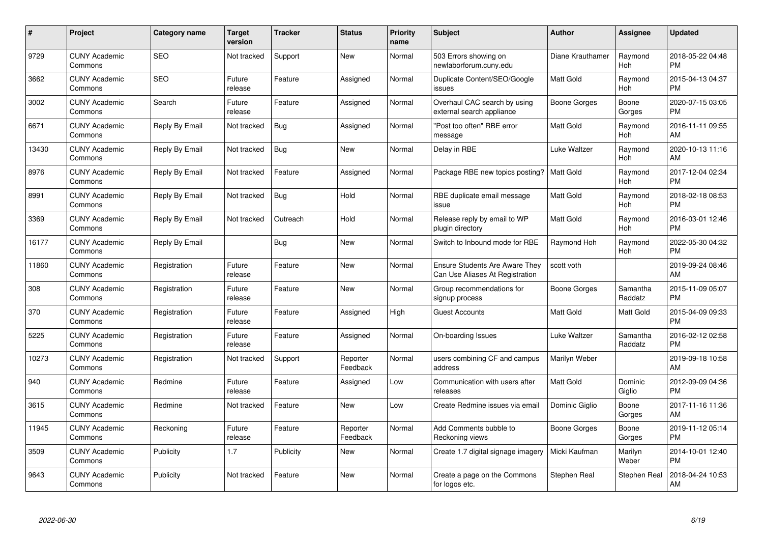| # | Project | Category name | Target version | Tracker | Status | Priority name | Subject | Author | Assignee | Updated |
|---|---|---|---|---|---|---|---|---|---|---|
| 9729 | CUNY Academic Commons | SEO | Not tracked | Support | New | Normal | 503 Errors showing on newlaborforum.cuny.edu | Diane Krauthamer | Raymond Hoh | 2018-05-22 04:48 PM |
| 3662 | CUNY Academic Commons | SEO | Future release | Feature | Assigned | Normal | Duplicate Content/SEO/Google issues | Matt Gold | Raymond Hoh | 2015-04-13 04:37 PM |
| 3002 | CUNY Academic Commons | Search | Future release | Feature | Assigned | Normal | Overhaul CAC search by using external search appliance | Boone Gorges | Boone Gorges | 2020-07-15 03:05 PM |
| 6671 | CUNY Academic Commons | Reply By Email | Not tracked | Bug | Assigned | Normal | "Post too often" RBE error message | Matt Gold | Raymond Hoh | 2016-11-11 09:55 AM |
| 13430 | CUNY Academic Commons | Reply By Email | Not tracked | Bug | New | Normal | Delay in RBE | Luke Waltzer | Raymond Hoh | 2020-10-13 11:16 AM |
| 8976 | CUNY Academic Commons | Reply By Email | Not tracked | Feature | Assigned | Normal | Package RBE new topics posting? | Matt Gold | Raymond Hoh | 2017-12-04 02:34 PM |
| 8991 | CUNY Academic Commons | Reply By Email | Not tracked | Bug | Hold | Normal | RBE duplicate email message issue | Matt Gold | Raymond Hoh | 2018-02-18 08:53 PM |
| 3369 | CUNY Academic Commons | Reply By Email | Not tracked | Outreach | Hold | Normal | Release reply by email to WP plugin directory | Matt Gold | Raymond Hoh | 2016-03-01 12:46 PM |
| 16177 | CUNY Academic Commons | Reply By Email | | Bug | New | Normal | Switch to Inbound mode for RBE | Raymond Hoh | Raymond Hoh | 2022-05-30 04:32 PM |
| 11860 | CUNY Academic Commons | Registration | Future release | Feature | New | Normal | Ensure Students Are Aware They Can Use Aliases At Registration | scott voth | | 2019-09-24 08:46 AM |
| 308 | CUNY Academic Commons | Registration | Future release | Feature | New | Normal | Group recommendations for signup process | Boone Gorges | Samantha Raddatz | 2015-11-09 05:07 PM |
| 370 | CUNY Academic Commons | Registration | Future release | Feature | Assigned | High | Guest Accounts | Matt Gold | Matt Gold | 2015-04-09 09:33 PM |
| 5225 | CUNY Academic Commons | Registration | Future release | Feature | Assigned | Normal | On-boarding Issues | Luke Waltzer | Samantha Raddatz | 2016-02-12 02:58 PM |
| 10273 | CUNY Academic Commons | Registration | Not tracked | Support | Reporter Feedback | Normal | users combining CF and campus address | Marilyn Weber | | 2019-09-18 10:58 AM |
| 940 | CUNY Academic Commons | Redmine | Future release | Feature | Assigned | Low | Communication with users after releases | Matt Gold | Dominic Giglio | 2012-09-09 04:36 PM |
| 3615 | CUNY Academic Commons | Redmine | Not tracked | Feature | New | Low | Create Redmine issues via email | Dominic Giglio | Boone Gorges | 2017-11-16 11:36 AM |
| 11945 | CUNY Academic Commons | Reckoning | Future release | Feature | Reporter Feedback | Normal | Add Comments bubble to Reckoning views | Boone Gorges | Boone Gorges | 2019-11-12 05:14 PM |
| 3509 | CUNY Academic Commons | Publicity | 1.7 | Publicity | New | Normal | Create 1.7 digital signage imagery | Micki Kaufman | Marilyn Weber | 2014-10-01 12:40 PM |
| 9643 | CUNY Academic Commons | Publicity | Not tracked | Feature | New | Normal | Create a page on the Commons for logos etc. | Stephen Real | Stephen Real | 2018-04-24 10:53 AM |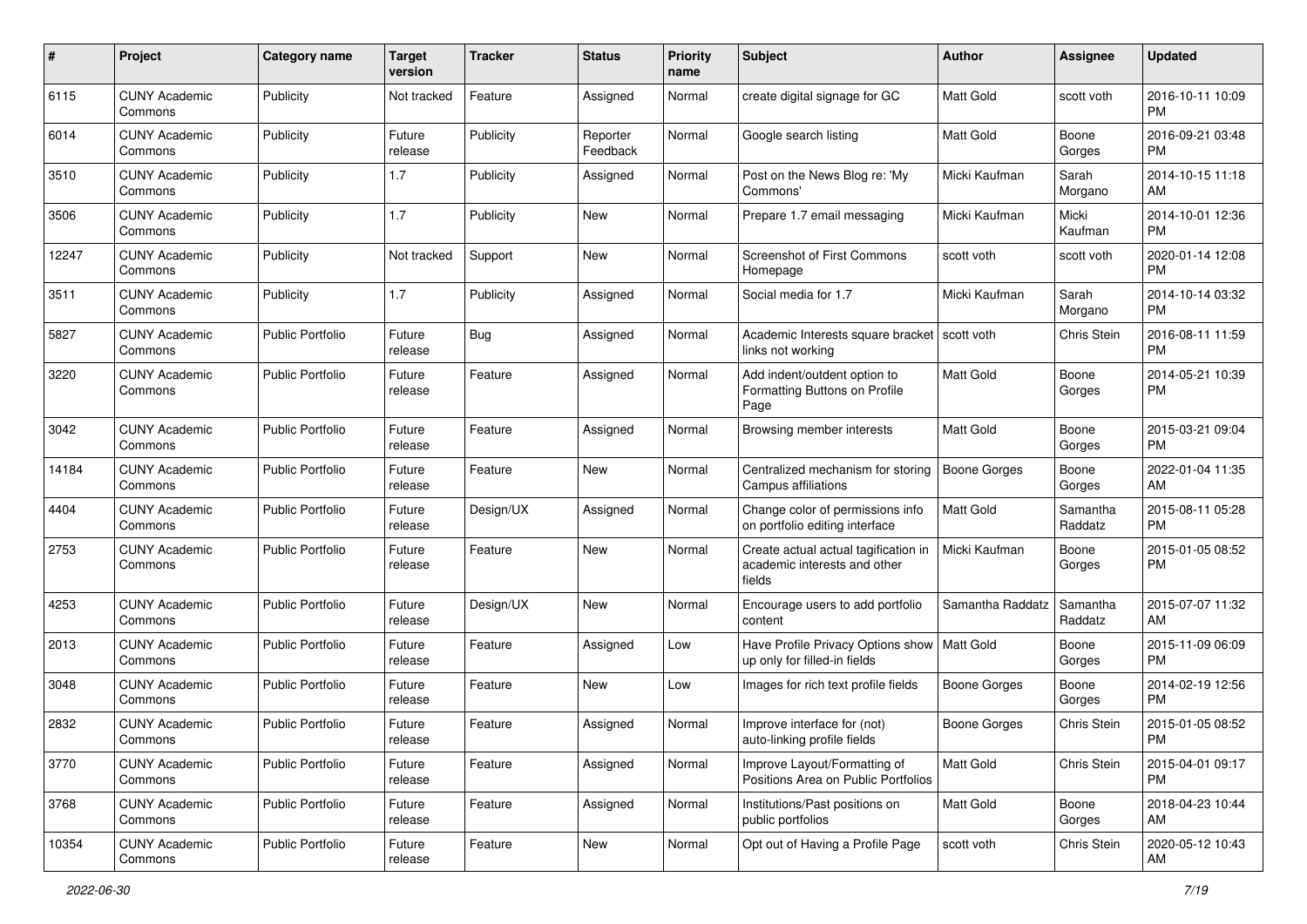| # | Project | Category name | Target version | Tracker | Status | Priority name | Subject | Author | Assignee | Updated |
|---|---|---|---|---|---|---|---|---|---|---|
| 6115 | CUNY Academic Commons | Publicity | Not tracked | Feature | Assigned | Normal | create digital signage for GC | Matt Gold | scott voth | 2016-10-11 10:09 PM |
| 6014 | CUNY Academic Commons | Publicity | Future release | Publicity | Reporter Feedback | Normal | Google search listing | Matt Gold | Boone Gorges | 2016-09-21 03:48 PM |
| 3510 | CUNY Academic Commons | Publicity | 1.7 | Publicity | Assigned | Normal | Post on the News Blog re: 'My Commons' | Micki Kaufman | Sarah Morgano | 2014-10-15 11:18 AM |
| 3506 | CUNY Academic Commons | Publicity | 1.7 | Publicity | New | Normal | Prepare 1.7 email messaging | Micki Kaufman | Micki Kaufman | 2014-10-01 12:36 PM |
| 12247 | CUNY Academic Commons | Publicity | Not tracked | Support | New | Normal | Screenshot of First Commons Homepage | scott voth | scott voth | 2020-01-14 12:08 PM |
| 3511 | CUNY Academic Commons | Publicity | 1.7 | Publicity | Assigned | Normal | Social media for 1.7 | Micki Kaufman | Sarah Morgano | 2014-10-14 03:32 PM |
| 5827 | CUNY Academic Commons | Public Portfolio | Future release | Bug | Assigned | Normal | Academic Interests square bracket links not working | scott voth | Chris Stein | 2016-08-11 11:59 PM |
| 3220 | CUNY Academic Commons | Public Portfolio | Future release | Feature | Assigned | Normal | Add indent/outdent option to Formatting Buttons on Profile Page | Matt Gold | Boone Gorges | 2014-05-21 10:39 PM |
| 3042 | CUNY Academic Commons | Public Portfolio | Future release | Feature | Assigned | Normal | Browsing member interests | Matt Gold | Boone Gorges | 2015-03-21 09:04 PM |
| 14184 | CUNY Academic Commons | Public Portfolio | Future release | Feature | New | Normal | Centralized mechanism for storing Campus affiliations | Boone Gorges | Boone Gorges | 2022-01-04 11:35 AM |
| 4404 | CUNY Academic Commons | Public Portfolio | Future release | Design/UX | Assigned | Normal | Change color of permissions info on portfolio editing interface | Matt Gold | Samantha Raddatz | 2015-08-11 05:28 PM |
| 2753 | CUNY Academic Commons | Public Portfolio | Future release | Feature | New | Normal | Create actual actual tagification in academic interests and other fields | Micki Kaufman | Boone Gorges | 2015-01-05 08:52 PM |
| 4253 | CUNY Academic Commons | Public Portfolio | Future release | Design/UX | New | Normal | Encourage users to add portfolio content | Samantha Raddatz | Samantha Raddatz | 2015-07-07 11:32 AM |
| 2013 | CUNY Academic Commons | Public Portfolio | Future release | Feature | Assigned | Low | Have Profile Privacy Options show up only for filled-in fields | Matt Gold | Boone Gorges | 2015-11-09 06:09 PM |
| 3048 | CUNY Academic Commons | Public Portfolio | Future release | Feature | New | Low | Images for rich text profile fields | Boone Gorges | Boone Gorges | 2014-02-19 12:56 PM |
| 2832 | CUNY Academic Commons | Public Portfolio | Future release | Feature | Assigned | Normal | Improve interface for (not) auto-linking profile fields | Boone Gorges | Chris Stein | 2015-01-05 08:52 PM |
| 3770 | CUNY Academic Commons | Public Portfolio | Future release | Feature | Assigned | Normal | Improve Layout/Formatting of Positions Area on Public Portfolios | Matt Gold | Chris Stein | 2015-04-01 09:17 PM |
| 3768 | CUNY Academic Commons | Public Portfolio | Future release | Feature | Assigned | Normal | Institutions/Past positions on public portfolios | Matt Gold | Boone Gorges | 2018-04-23 10:44 AM |
| 10354 | CUNY Academic Commons | Public Portfolio | Future release | Feature | New | Normal | Opt out of Having a Profile Page | scott voth | Chris Stein | 2020-05-12 10:43 AM |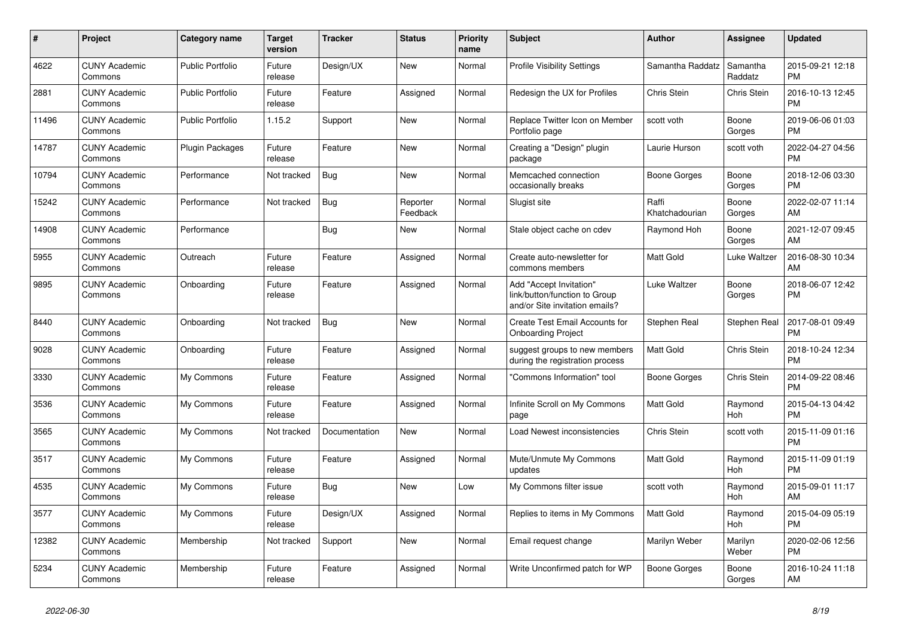| # | Project | Category name | Target version | Tracker | Status | Priority name | Subject | Author | Assignee | Updated |
|---|---|---|---|---|---|---|---|---|---|---|
| 4622 | CUNY Academic Commons | Public Portfolio | Future release | Design/UX | New | Normal | Profile Visibility Settings | Samantha Raddatz | Samantha Raddatz | 2015-09-21 12:18 PM |
| 2881 | CUNY Academic Commons | Public Portfolio | Future release | Feature | Assigned | Normal | Redesign the UX for Profiles | Chris Stein | Chris Stein | 2016-10-13 12:45 PM |
| 11496 | CUNY Academic Commons | Public Portfolio | 1.15.2 | Support | New | Normal | Replace Twitter Icon on Member Portfolio page | scott voth | Boone Gorges | 2019-06-06 01:03 PM |
| 14787 | CUNY Academic Commons | Plugin Packages | Future release | Feature | New | Normal | Creating a "Design" plugin package | Laurie Hurson | scott voth | 2022-04-27 04:56 PM |
| 10794 | CUNY Academic Commons | Performance | Not tracked | Bug | New | Normal | Memcached connection occasionally breaks | Boone Gorges | Boone Gorges | 2018-12-06 03:30 PM |
| 15242 | CUNY Academic Commons | Performance | Not tracked | Bug | Reporter Feedback | Normal | Slugist site | Raffi Khatchadourian | Boone Gorges | 2022-02-07 11:14 AM |
| 14908 | CUNY Academic Commons | Performance | | Bug | New | Normal | Stale object cache on cdev | Raymond Hoh | Boone Gorges | 2021-12-07 09:45 AM |
| 5955 | CUNY Academic Commons | Outreach | Future release | Feature | Assigned | Normal | Create auto-newsletter for commons members | Matt Gold | Luke Waltzer | 2016-08-30 10:34 AM |
| 9895 | CUNY Academic Commons | Onboarding | Future release | Feature | Assigned | Normal | Add "Accept Invitation" link/button/function to Group and/or Site invitation emails? | Luke Waltzer | Boone Gorges | 2018-06-07 12:42 PM |
| 8440 | CUNY Academic Commons | Onboarding | Not tracked | Bug | New | Normal | Create Test Email Accounts for Onboarding Project | Stephen Real | Stephen Real | 2017-08-01 09:49 PM |
| 9028 | CUNY Academic Commons | Onboarding | Future release | Feature | Assigned | Normal | suggest groups to new members during the registration process | Matt Gold | Chris Stein | 2018-10-24 12:34 PM |
| 3330 | CUNY Academic Commons | My Commons | Future release | Feature | Assigned | Normal | "Commons Information" tool | Boone Gorges | Chris Stein | 2014-09-22 08:46 PM |
| 3536 | CUNY Academic Commons | My Commons | Future release | Feature | Assigned | Normal | Infinite Scroll on My Commons page | Matt Gold | Raymond Hoh | 2015-04-13 04:42 PM |
| 3565 | CUNY Academic Commons | My Commons | Not tracked | Documentation | New | Normal | Load Newest inconsistencies | Chris Stein | scott voth | 2015-11-09 01:16 PM |
| 3517 | CUNY Academic Commons | My Commons | Future release | Feature | Assigned | Normal | Mute/Unmute My Commons updates | Matt Gold | Raymond Hoh | 2015-11-09 01:19 PM |
| 4535 | CUNY Academic Commons | My Commons | Future release | Bug | New | Low | My Commons filter issue | scott voth | Raymond Hoh | 2015-09-01 11:17 AM |
| 3577 | CUNY Academic Commons | My Commons | Future release | Design/UX | Assigned | Normal | Replies to items in My Commons | Matt Gold | Raymond Hoh | 2015-04-09 05:19 PM |
| 12382 | CUNY Academic Commons | Membership | Not tracked | Support | New | Normal | Email request change | Marilyn Weber | Marilyn Weber | 2020-02-06 12:56 PM |
| 5234 | CUNY Academic Commons | Membership | Future release | Feature | Assigned | Normal | Write Unconfirmed patch for WP | Boone Gorges | Boone Gorges | 2016-10-24 11:18 AM |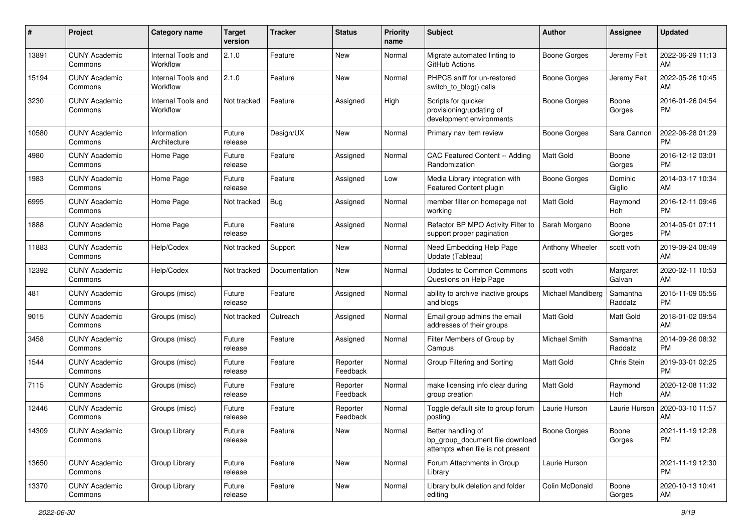| # | Project | Category name | Target version | Tracker | Status | Priority name | Subject | Author | Assignee | Updated |
|---|---|---|---|---|---|---|---|---|---|---|
| 13891 | CUNY Academic Commons | Internal Tools and Workflow | 2.1.0 | Feature | New | Normal | Migrate automated linting to GitHub Actions | Boone Gorges | Jeremy Felt | 2022-06-29 11:13 AM |
| 15194 | CUNY Academic Commons | Internal Tools and Workflow | 2.1.0 | Feature | New | Normal | PHPCS sniff for un-restored switch_to_blog() calls | Boone Gorges | Jeremy Felt | 2022-05-26 10:45 AM |
| 3230 | CUNY Academic Commons | Internal Tools and Workflow | Not tracked | Feature | Assigned | High | Scripts for quicker provisioning/updating of development environments | Boone Gorges | Boone Gorges | 2016-01-26 04:54 PM |
| 10580 | CUNY Academic Commons | Information Architecture | Future release | Design/UX | New | Normal | Primary nav item review | Boone Gorges | Sara Cannon | 2022-06-28 01:29 PM |
| 4980 | CUNY Academic Commons | Home Page | Future release | Feature | Assigned | Normal | CAC Featured Content -- Adding Randomization | Matt Gold | Boone Gorges | 2016-12-12 03:01 PM |
| 1983 | CUNY Academic Commons | Home Page | Future release | Feature | Assigned | Low | Media Library integration with Featured Content plugin | Boone Gorges | Dominic Giglio | 2014-03-17 10:34 AM |
| 6995 | CUNY Academic Commons | Home Page | Not tracked | Bug | Assigned | Normal | member filter on homepage not working | Matt Gold | Raymond Hoh | 2016-12-11 09:46 PM |
| 1888 | CUNY Academic Commons | Home Page | Future release | Feature | Assigned | Normal | Refactor BP MPO Activity Filter to support proper pagination | Sarah Morgano | Boone Gorges | 2014-05-01 07:11 PM |
| 11883 | CUNY Academic Commons | Help/Codex | Not tracked | Support | New | Normal | Need Embedding Help Page Update (Tableau) | Anthony Wheeler | scott voth | 2019-09-24 08:49 AM |
| 12392 | CUNY Academic Commons | Help/Codex | Not tracked | Documentation | New | Normal | Updates to Common Commons Questions on Help Page | scott voth | Margaret Galvan | 2020-02-11 10:53 AM |
| 481 | CUNY Academic Commons | Groups (misc) | Future release | Feature | Assigned | Normal | ability to archive inactive groups and blogs | Michael Mandiberg | Samantha Raddatz | 2015-11-09 05:56 PM |
| 9015 | CUNY Academic Commons | Groups (misc) | Not tracked | Outreach | Assigned | Normal | Email group admins the email addresses of their groups | Matt Gold | Matt Gold | 2018-01-02 09:54 AM |
| 3458 | CUNY Academic Commons | Groups (misc) | Future release | Feature | Assigned | Normal | Filter Members of Group by Campus | Michael Smith | Samantha Raddatz | 2014-09-26 08:32 PM |
| 1544 | CUNY Academic Commons | Groups (misc) | Future release | Feature | Reporter Feedback | Normal | Group Filtering and Sorting | Matt Gold | Chris Stein | 2019-03-01 02:25 PM |
| 7115 | CUNY Academic Commons | Groups (misc) | Future release | Feature | Reporter Feedback | Normal | make licensing info clear during group creation | Matt Gold | Raymond Hoh | 2020-12-08 11:32 AM |
| 12446 | CUNY Academic Commons | Groups (misc) | Future release | Feature | Reporter Feedback | Normal | Toggle default site to group forum posting | Laurie Hurson | Laurie Hurson | 2020-03-10 11:57 AM |
| 14309 | CUNY Academic Commons | Group Library | Future release | Feature | New | Normal | Better handling of bp_group_document file download attempts when file is not present | Boone Gorges | Boone Gorges | 2021-11-19 12:28 PM |
| 13650 | CUNY Academic Commons | Group Library | Future release | Feature | New | Normal | Forum Attachments in Group Library | Laurie Hurson | | 2021-11-19 12:30 PM |
| 13370 | CUNY Academic Commons | Group Library | Future release | Feature | New | Normal | Library bulk deletion and folder editing | Colin McDonald | Boone Gorges | 2020-10-13 10:41 AM |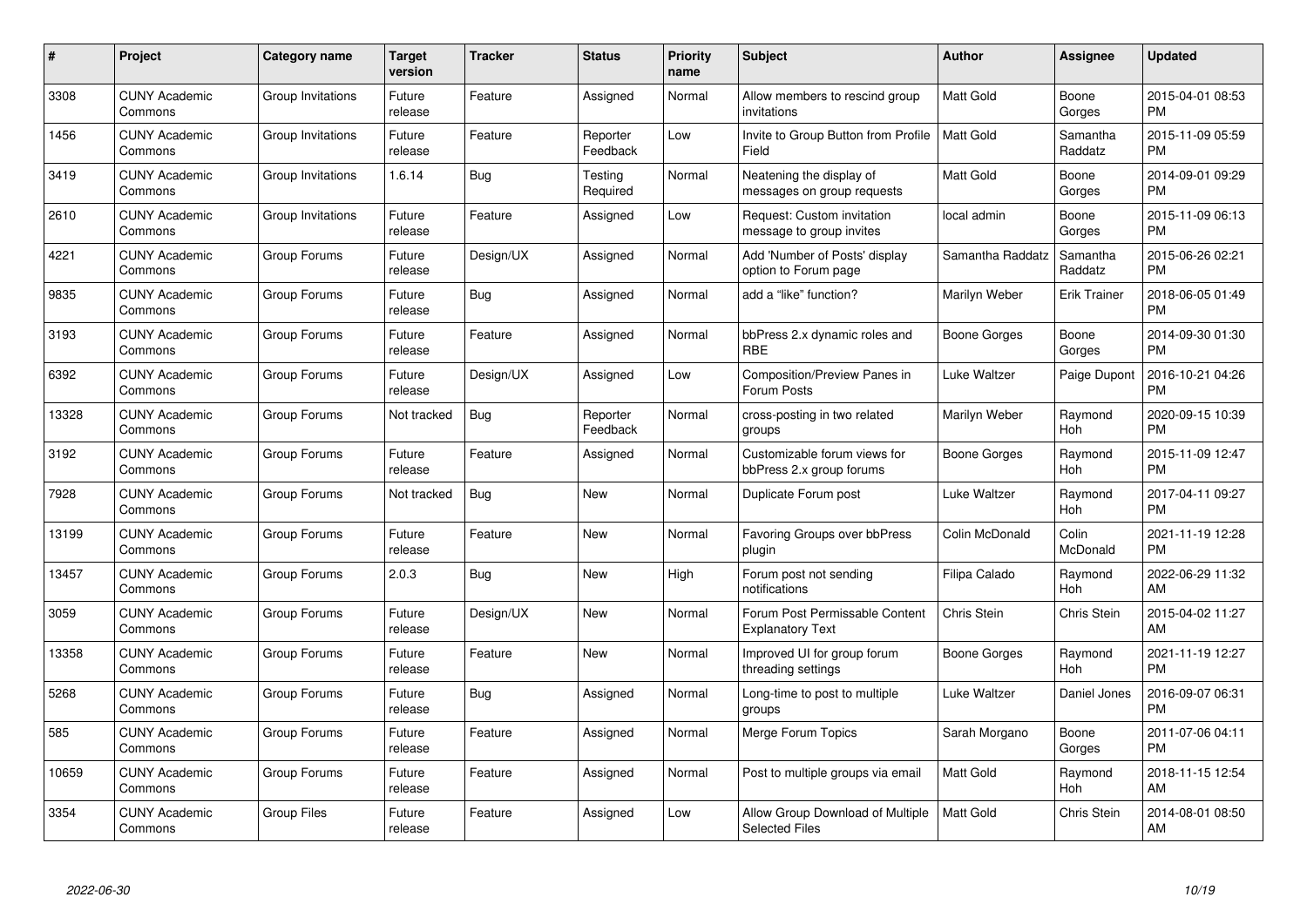| # | Project | Category name | Target version | Tracker | Status | Priority name | Subject | Author | Assignee | Updated |
|---|---|---|---|---|---|---|---|---|---|---|
| 3308 | CUNY Academic Commons | Group Invitations | Future release | Feature | Assigned | Normal | Allow members to rescind group invitations | Matt Gold | Boone Gorges | 2015-04-01 08:53 PM |
| 1456 | CUNY Academic Commons | Group Invitations | Future release | Feature | Reporter Feedback | Low | Invite to Group Button from Profile Field | Matt Gold | Samantha Raddatz | 2015-11-09 05:59 PM |
| 3419 | CUNY Academic Commons | Group Invitations | 1.6.14 | Bug | Testing Required | Normal | Neatening the display of messages on group requests | Matt Gold | Boone Gorges | 2014-09-01 09:29 PM |
| 2610 | CUNY Academic Commons | Group Invitations | Future release | Feature | Assigned | Low | Request: Custom invitation message to group invites | local admin | Boone Gorges | 2015-11-09 06:13 PM |
| 4221 | CUNY Academic Commons | Group Forums | Future release | Design/UX | Assigned | Normal | Add 'Number of Posts' display option to Forum page | Samantha Raddatz | Samantha Raddatz | 2015-06-26 02:21 PM |
| 9835 | CUNY Academic Commons | Group Forums | Future release | Bug | Assigned | Normal | add a "like" function? | Marilyn Weber | Erik Trainer | 2018-06-05 01:49 PM |
| 3193 | CUNY Academic Commons | Group Forums | Future release | Feature | Assigned | Normal | bbPress 2.x dynamic roles and RBE | Boone Gorges | Boone Gorges | 2014-09-30 01:30 PM |
| 6392 | CUNY Academic Commons | Group Forums | Future release | Design/UX | Assigned | Low | Composition/Preview Panes in Forum Posts | Luke Waltzer | Paige Dupont | 2016-10-21 04:26 PM |
| 13328 | CUNY Academic Commons | Group Forums | Not tracked | Bug | Reporter Feedback | Normal | cross-posting in two related groups | Marilyn Weber | Raymond Hoh | 2020-09-15 10:39 PM |
| 3192 | CUNY Academic Commons | Group Forums | Future release | Feature | Assigned | Normal | Customizable forum views for bbPress 2.x group forums | Boone Gorges | Raymond Hoh | 2015-11-09 12:47 PM |
| 7928 | CUNY Academic Commons | Group Forums | Not tracked | Bug | New | Normal | Duplicate Forum post | Luke Waltzer | Raymond Hoh | 2017-04-11 09:27 PM |
| 13199 | CUNY Academic Commons | Group Forums | Future release | Feature | New | Normal | Favoring Groups over bbPress plugin | Colin McDonald | Colin McDonald | 2021-11-19 12:28 PM |
| 13457 | CUNY Academic Commons | Group Forums | 2.0.3 | Bug | New | High | Forum post not sending notifications | Filipa Calado | Raymond Hoh | 2022-06-29 11:32 AM |
| 3059 | CUNY Academic Commons | Group Forums | Future release | Design/UX | New | Normal | Forum Post Permissable Content Explanatory Text | Chris Stein | Chris Stein | 2015-04-02 11:27 AM |
| 13358 | CUNY Academic Commons | Group Forums | Future release | Feature | New | Normal | Improved UI for group forum threading settings | Boone Gorges | Raymond Hoh | 2021-11-19 12:27 PM |
| 5268 | CUNY Academic Commons | Group Forums | Future release | Bug | Assigned | Normal | Long-time to post to multiple groups | Luke Waltzer | Daniel Jones | 2016-09-07 06:31 PM |
| 585 | CUNY Academic Commons | Group Forums | Future release | Feature | Assigned | Normal | Merge Forum Topics | Sarah Morgano | Boone Gorges | 2011-07-06 04:11 PM |
| 10659 | CUNY Academic Commons | Group Forums | Future release | Feature | Assigned | Normal | Post to multiple groups via email | Matt Gold | Raymond Hoh | 2018-11-15 12:54 AM |
| 3354 | CUNY Academic Commons | Group Files | Future release | Feature | Assigned | Low | Allow Group Download of Multiple Selected Files | Matt Gold | Chris Stein | 2014-08-01 08:50 AM |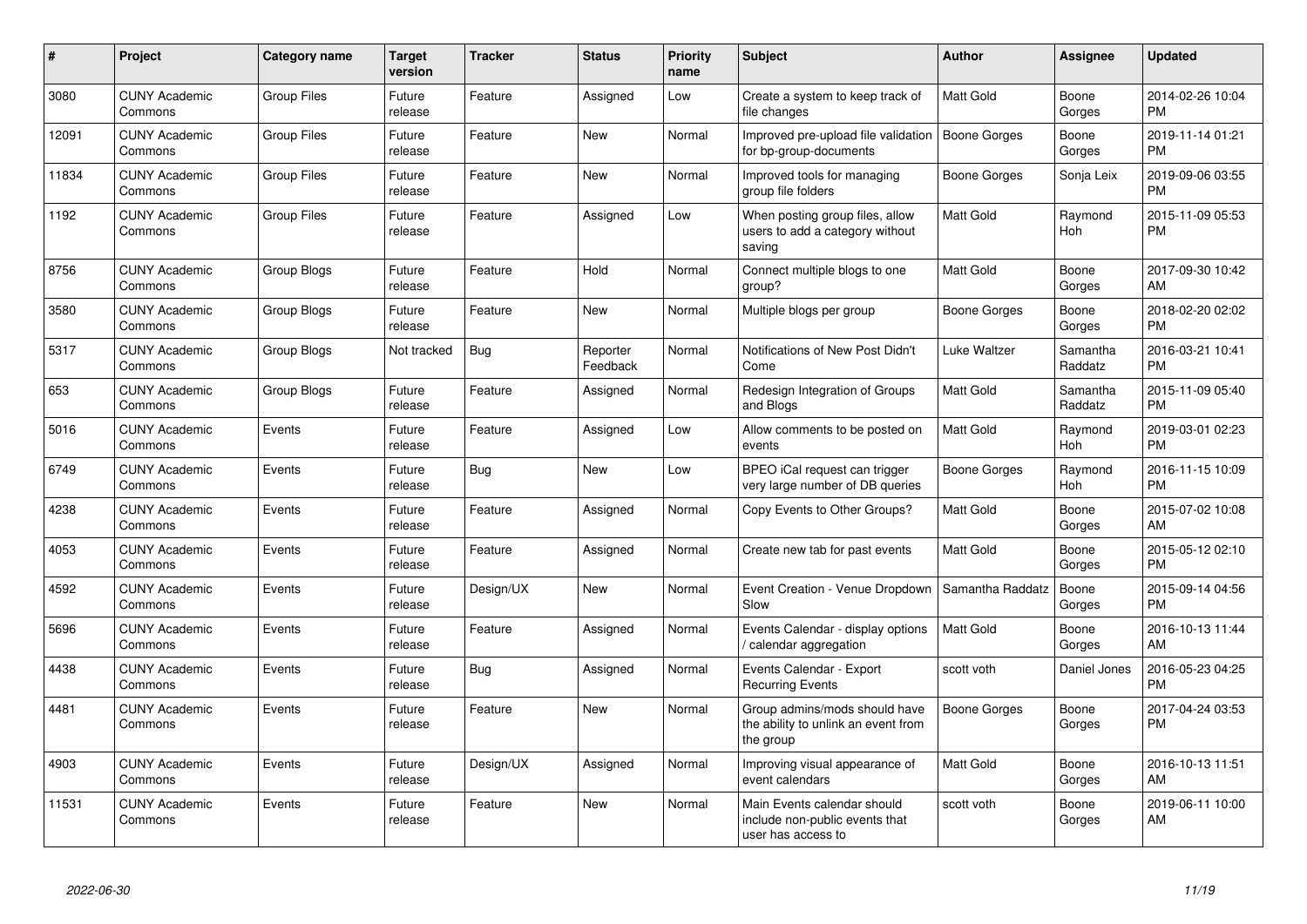| # | Project | Category name | Target version | Tracker | Status | Priority name | Subject | Author | Assignee | Updated |
|---|---|---|---|---|---|---|---|---|---|---|
| 3080 | CUNY Academic Commons | Group Files | Future release | Feature | Assigned | Low | Create a system to keep track of file changes | Matt Gold | Boone Gorges | 2014-02-26 10:04 PM |
| 12091 | CUNY Academic Commons | Group Files | Future release | Feature | New | Normal | Improved pre-upload file validation for bp-group-documents | Boone Gorges | Boone Gorges | 2019-11-14 01:21 PM |
| 11834 | CUNY Academic Commons | Group Files | Future release | Feature | New | Normal | Improved tools for managing group file folders | Boone Gorges | Sonja Leix | 2019-09-06 03:55 PM |
| 1192 | CUNY Academic Commons | Group Files | Future release | Feature | Assigned | Low | When posting group files, allow users to add a category without saving | Matt Gold | Raymond Hoh | 2015-11-09 05:53 PM |
| 8756 | CUNY Academic Commons | Group Blogs | Future release | Feature | Hold | Normal | Connect multiple blogs to one group? | Matt Gold | Boone Gorges | 2017-09-30 10:42 AM |
| 3580 | CUNY Academic Commons | Group Blogs | Future release | Feature | New | Normal | Multiple blogs per group | Boone Gorges | Boone Gorges | 2018-02-20 02:02 PM |
| 5317 | CUNY Academic Commons | Group Blogs | Not tracked | Bug | Reporter Feedback | Normal | Notifications of New Post Didn't Come | Luke Waltzer | Samantha Raddatz | 2016-03-21 10:41 PM |
| 653 | CUNY Academic Commons | Group Blogs | Future release | Feature | Assigned | Normal | Redesign Integration of Groups and Blogs | Matt Gold | Samantha Raddatz | 2015-11-09 05:40 PM |
| 5016 | CUNY Academic Commons | Events | Future release | Feature | Assigned | Low | Allow comments to be posted on events | Matt Gold | Raymond Hoh | 2019-03-01 02:23 PM |
| 6749 | CUNY Academic Commons | Events | Future release | Bug | New | Low | BPEO iCal request can trigger very large number of DB queries | Boone Gorges | Raymond Hoh | 2016-11-15 10:09 PM |
| 4238 | CUNY Academic Commons | Events | Future release | Feature | Assigned | Normal | Copy Events to Other Groups? | Matt Gold | Boone Gorges | 2015-07-02 10:08 AM |
| 4053 | CUNY Academic Commons | Events | Future release | Feature | Assigned | Normal | Create new tab for past events | Matt Gold | Boone Gorges | 2015-05-12 02:10 PM |
| 4592 | CUNY Academic Commons | Events | Future release | Design/UX | New | Normal | Event Creation - Venue Dropdown Slow | Samantha Raddatz | Boone Gorges | 2015-09-14 04:56 PM |
| 5696 | CUNY Academic Commons | Events | Future release | Feature | Assigned | Normal | Events Calendar - display options / calendar aggregation | Matt Gold | Boone Gorges | 2016-10-13 11:44 AM |
| 4438 | CUNY Academic Commons | Events | Future release | Bug | Assigned | Normal | Events Calendar - Export Recurring Events | scott voth | Daniel Jones | 2016-05-23 04:25 PM |
| 4481 | CUNY Academic Commons | Events | Future release | Feature | New | Normal | Group admins/mods should have the ability to unlink an event from the group | Boone Gorges | Boone Gorges | 2017-04-24 03:53 PM |
| 4903 | CUNY Academic Commons | Events | Future release | Design/UX | Assigned | Normal | Improving visual appearance of event calendars | Matt Gold | Boone Gorges | 2016-10-13 11:51 AM |
| 11531 | CUNY Academic Commons | Events | Future release | Feature | New | Normal | Main Events calendar should include non-public events that user has access to | scott voth | Boone Gorges | 2019-06-11 10:00 AM |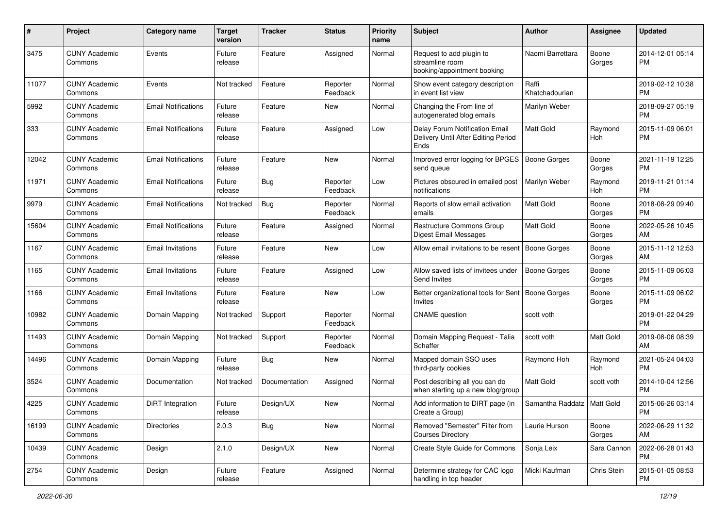| # | Project | Category name | Target version | Tracker | Status | Priority name | Subject | Author | Assignee | Updated |
|---|---|---|---|---|---|---|---|---|---|---|
| 3475 | CUNY Academic Commons | Events | Future release | Feature | Assigned | Normal | Request to add plugin to streamline room booking/appointment booking | Naomi Barrettara | Boone Gorges | 2014-12-01 05:14 PM |
| 11077 | CUNY Academic Commons | Events | Not tracked | Feature | Reporter Feedback | Normal | Show event category description in event list view | Raffi Khatchadourian | | 2019-02-12 10:38 PM |
| 5992 | CUNY Academic Commons | Email Notifications | Future release | Feature | New | Normal | Changing the From line of autogenerated blog emails | Marilyn Weber | | 2018-09-27 05:19 PM |
| 333 | CUNY Academic Commons | Email Notifications | Future release | Feature | Assigned | Low | Delay Forum Notification Email Delivery Until After Editing Period Ends | Matt Gold | Raymond Hoh | 2015-11-09 06:01 PM |
| 12042 | CUNY Academic Commons | Email Notifications | Future release | Feature | New | Normal | Improved error logging for BPGES send queue | Boone Gorges | Boone Gorges | 2021-11-19 12:25 PM |
| 11971 | CUNY Academic Commons | Email Notifications | Future release | Bug | Reporter Feedback | Low | Pictures obscured in emailed post notifications | Marilyn Weber | Raymond Hoh | 2019-11-21 01:14 PM |
| 9979 | CUNY Academic Commons | Email Notifications | Not tracked | Bug | Reporter Feedback | Normal | Reports of slow email activation emails | Matt Gold | Boone Gorges | 2018-08-29 09:40 PM |
| 15604 | CUNY Academic Commons | Email Notifications | Future release | Feature | Assigned | Normal | Restructure Commons Group Digest Email Messages | Matt Gold | Boone Gorges | 2022-05-26 10:45 AM |
| 1167 | CUNY Academic Commons | Email Invitations | Future release | Feature | New | Low | Allow email invitations to be resent | Boone Gorges | Boone Gorges | 2015-11-12 12:53 AM |
| 1165 | CUNY Academic Commons | Email Invitations | Future release | Feature | Assigned | Low | Allow saved lists of invitees under Send Invites | Boone Gorges | Boone Gorges | 2015-11-09 06:03 PM |
| 1166 | CUNY Academic Commons | Email Invitations | Future release | Feature | New | Low | Better organizational tools for Sent Invites | Boone Gorges | Boone Gorges | 2015-11-09 06:02 PM |
| 10982 | CUNY Academic Commons | Domain Mapping | Not tracked | Support | Reporter Feedback | Normal | CNAME question | scott voth | | 2019-01-22 04:29 PM |
| 11493 | CUNY Academic Commons | Domain Mapping | Not tracked | Support | Reporter Feedback | Normal | Domain Mapping Request - Talia Schaffer | scott voth | Matt Gold | 2019-08-06 08:39 AM |
| 14496 | CUNY Academic Commons | Domain Mapping | Future release | Bug | New | Normal | Mapped domain SSO uses third-party cookies | Raymond Hoh | Raymond Hoh | 2021-05-24 04:03 PM |
| 3524 | CUNY Academic Commons | Documentation | Not tracked | Documentation | Assigned | Normal | Post describing all you can do when starting up a new blog/group | Matt Gold | scott voth | 2014-10-04 12:56 PM |
| 4225 | CUNY Academic Commons | DiRT Integration | Future release | Design/UX | New | Normal | Add information to DIRT page (in Create a Group) | Samantha Raddatz | Matt Gold | 2015-06-26 03:14 PM |
| 16199 | CUNY Academic Commons | Directories | 2.0.3 | Bug | New | Normal | Removed "Semester" Filter from Courses Directory | Laurie Hurson | Boone Gorges | 2022-06-29 11:32 AM |
| 10439 | CUNY Academic Commons | Design | 2.1.0 | Design/UX | New | Normal | Create Style Guide for Commons | Sonja Leix | Sara Cannon | 2022-06-28 01:43 PM |
| 2754 | CUNY Academic Commons | Design | Future release | Feature | Assigned | Normal | Determine strategy for CAC logo handling in top header | Micki Kaufman | Chris Stein | 2015-01-05 08:53 PM |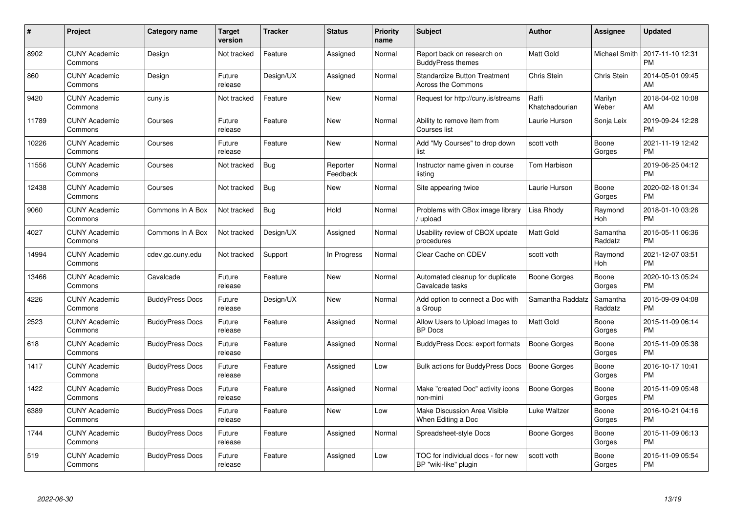| # | Project | Category name | Target version | Tracker | Status | Priority name | Subject | Author | Assignee | Updated |
|---|---|---|---|---|---|---|---|---|---|---|
| 8902 | CUNY Academic Commons | Design | Not tracked | Feature | Assigned | Normal | Report back on research on BuddyPress themes | Matt Gold | Michael Smith | 2017-11-10 12:31 PM |
| 860 | CUNY Academic Commons | Design | Future release | Design/UX | Assigned | Normal | Standardize Button Treatment Across the Commons | Chris Stein | Chris Stein | 2014-05-01 09:45 AM |
| 9420 | CUNY Academic Commons | cuny.is | Not tracked | Feature | New | Normal | Request for http://cuny.is/streams | Raffi Khatchadourian | Marilyn Weber | 2018-04-02 10:08 AM |
| 11789 | CUNY Academic Commons | Courses | Future release | Feature | New | Normal | Ability to remove item from Courses list | Laurie Hurson | Sonja Leix | 2019-09-24 12:28 PM |
| 10226 | CUNY Academic Commons | Courses | Future release | Feature | New | Normal | Add "My Courses" to drop down list | scott voth | Boone Gorges | 2021-11-19 12:42 PM |
| 11556 | CUNY Academic Commons | Courses | Not tracked | Bug | Reporter Feedback | Normal | Instructor name given in course listing | Tom Harbison | | 2019-06-25 04:12 PM |
| 12438 | CUNY Academic Commons | Courses | Not tracked | Bug | New | Normal | Site appearing twice | Laurie Hurson | Boone Gorges | 2020-02-18 01:34 PM |
| 9060 | CUNY Academic Commons | Commons In A Box | Not tracked | Bug | Hold | Normal | Problems with CBox image library / upload | Lisa Rhody | Raymond Hoh | 2018-01-10 03:26 PM |
| 4027 | CUNY Academic Commons | Commons In A Box | Not tracked | Design/UX | Assigned | Normal | Usability review of CBOX update procedures | Matt Gold | Samantha Raddatz | 2015-05-11 06:36 PM |
| 14994 | CUNY Academic Commons | cdev.gc.cuny.edu | Not tracked | Support | In Progress | Normal | Clear Cache on CDEV | scott voth | Raymond Hoh | 2021-12-07 03:51 PM |
| 13466 | CUNY Academic Commons | Cavalcade | Future release | Feature | New | Normal | Automated cleanup for duplicate Cavalcade tasks | Boone Gorges | Boone Gorges | 2020-10-13 05:24 PM |
| 4226 | CUNY Academic Commons | BuddyPress Docs | Future release | Design/UX | New | Normal | Add option to connect a Doc with a Group | Samantha Raddatz | Samantha Raddatz | 2015-09-09 04:08 PM |
| 2523 | CUNY Academic Commons | BuddyPress Docs | Future release | Feature | Assigned | Normal | Allow Users to Upload Images to BP Docs | Matt Gold | Boone Gorges | 2015-11-09 06:14 PM |
| 618 | CUNY Academic Commons | BuddyPress Docs | Future release | Feature | Assigned | Normal | BuddyPress Docs: export formats | Boone Gorges | Boone Gorges | 2015-11-09 05:38 PM |
| 1417 | CUNY Academic Commons | BuddyPress Docs | Future release | Feature | Assigned | Low | Bulk actions for BuddyPress Docs | Boone Gorges | Boone Gorges | 2016-10-17 10:41 PM |
| 1422 | CUNY Academic Commons | BuddyPress Docs | Future release | Feature | Assigned | Normal | Make "created Doc" activity icons non-mini | Boone Gorges | Boone Gorges | 2015-11-09 05:48 PM |
| 6389 | CUNY Academic Commons | BuddyPress Docs | Future release | Feature | New | Low | Make Discussion Area Visible When Editing a Doc | Luke Waltzer | Boone Gorges | 2016-10-21 04:16 PM |
| 1744 | CUNY Academic Commons | BuddyPress Docs | Future release | Feature | Assigned | Normal | Spreadsheet-style Docs | Boone Gorges | Boone Gorges | 2015-11-09 06:13 PM |
| 519 | CUNY Academic Commons | BuddyPress Docs | Future release | Feature | Assigned | Low | TOC for individual docs - for new BP "wiki-like" plugin | scott voth | Boone Gorges | 2015-11-09 05:54 PM |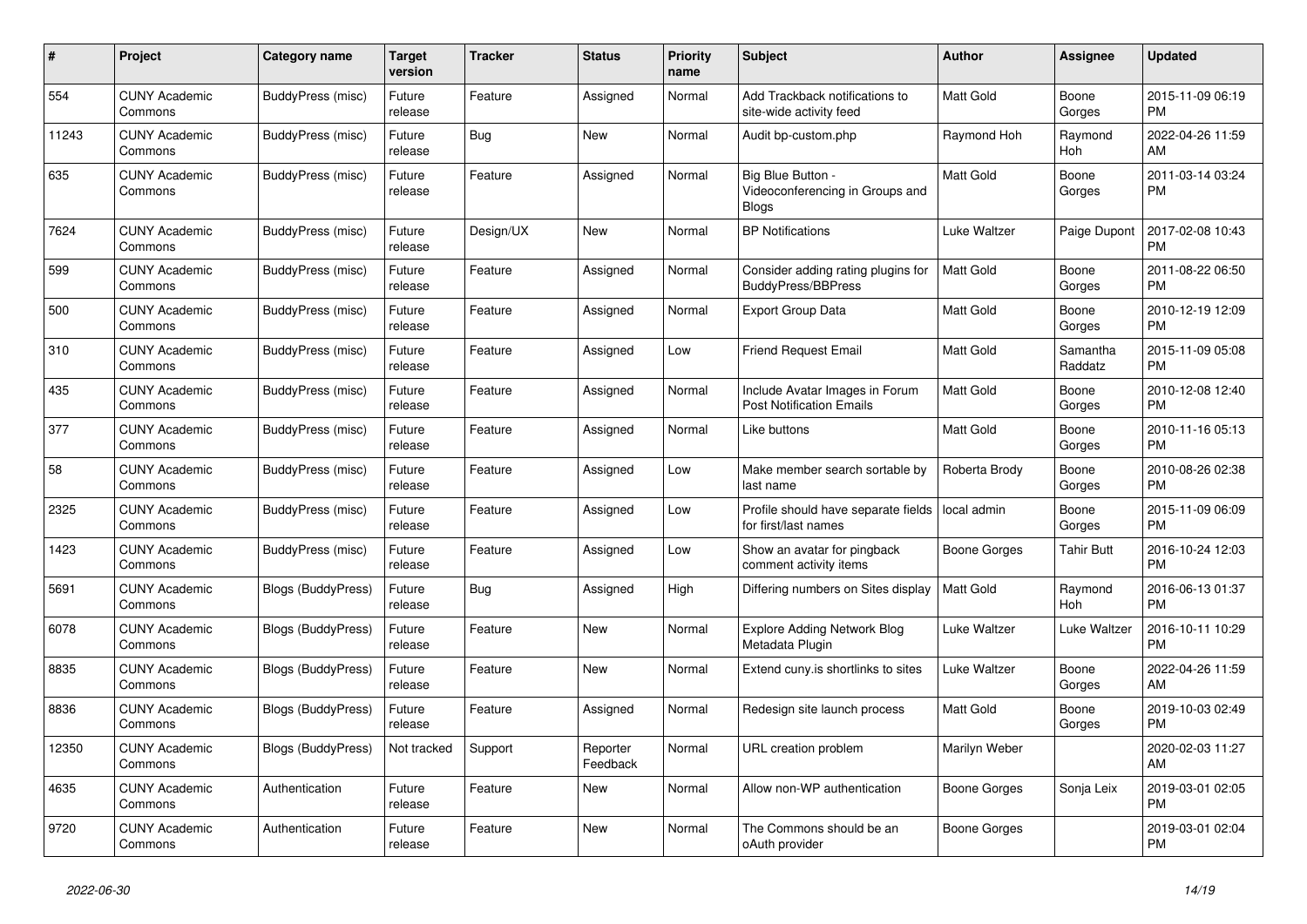| # | Project | Category name | Target version | Tracker | Status | Priority name | Subject | Author | Assignee | Updated |
|---|---|---|---|---|---|---|---|---|---|---|
| 554 | CUNY Academic Commons | BuddyPress (misc) | Future release | Feature | Assigned | Normal | Add Trackback notifications to site-wide activity feed | Matt Gold | Boone Gorges | 2015-11-09 06:19 PM |
| 11243 | CUNY Academic Commons | BuddyPress (misc) | Future release | Bug | New | Normal | Audit bp-custom.php | Raymond Hoh | Raymond Hoh | 2022-04-26 11:59 AM |
| 635 | CUNY Academic Commons | BuddyPress (misc) | Future release | Feature | Assigned | Normal | Big Blue Button - Videoconferencing in Groups and Blogs | Matt Gold | Boone Gorges | 2011-03-14 03:24 PM |
| 7624 | CUNY Academic Commons | BuddyPress (misc) | Future release | Design/UX | New | Normal | BP Notifications | Luke Waltzer | Paige Dupont | 2017-02-08 10:43 PM |
| 599 | CUNY Academic Commons | BuddyPress (misc) | Future release | Feature | Assigned | Normal | Consider adding rating plugins for BuddyPress/BBPress | Matt Gold | Boone Gorges | 2011-08-22 06:50 PM |
| 500 | CUNY Academic Commons | BuddyPress (misc) | Future release | Feature | Assigned | Normal | Export Group Data | Matt Gold | Boone Gorges | 2010-12-19 12:09 PM |
| 310 | CUNY Academic Commons | BuddyPress (misc) | Future release | Feature | Assigned | Low | Friend Request Email | Matt Gold | Samantha Raddatz | 2015-11-09 05:08 PM |
| 435 | CUNY Academic Commons | BuddyPress (misc) | Future release | Feature | Assigned | Normal | Include Avatar Images in Forum Post Notification Emails | Matt Gold | Boone Gorges | 2010-12-08 12:40 PM |
| 377 | CUNY Academic Commons | BuddyPress (misc) | Future release | Feature | Assigned | Normal | Like buttons | Matt Gold | Boone Gorges | 2010-11-16 05:13 PM |
| 58 | CUNY Academic Commons | BuddyPress (misc) | Future release | Feature | Assigned | Low | Make member search sortable by last name | Roberta Brody | Boone Gorges | 2010-08-26 02:38 PM |
| 2325 | CUNY Academic Commons | BuddyPress (misc) | Future release | Feature | Assigned | Low | Profile should have separate fields for first/last names | local admin | Boone Gorges | 2015-11-09 06:09 PM |
| 1423 | CUNY Academic Commons | BuddyPress (misc) | Future release | Feature | Assigned | Low | Show an avatar for pingback comment activity items | Boone Gorges | Tahir Butt | 2016-10-24 12:03 PM |
| 5691 | CUNY Academic Commons | Blogs (BuddyPress) | Future release | Bug | Assigned | High | Differing numbers on Sites display | Matt Gold | Raymond Hoh | 2016-06-13 01:37 PM |
| 6078 | CUNY Academic Commons | Blogs (BuddyPress) | Future release | Feature | New | Normal | Explore Adding Network Blog Metadata Plugin | Luke Waltzer | Luke Waltzer | 2016-10-11 10:29 PM |
| 8835 | CUNY Academic Commons | Blogs (BuddyPress) | Future release | Feature | New | Normal | Extend cuny.is shortlinks to sites | Luke Waltzer | Boone Gorges | 2022-04-26 11:59 AM |
| 8836 | CUNY Academic Commons | Blogs (BuddyPress) | Future release | Feature | Assigned | Normal | Redesign site launch process | Matt Gold | Boone Gorges | 2019-10-03 02:49 PM |
| 12350 | CUNY Academic Commons | Blogs (BuddyPress) | Not tracked | Support | Reporter Feedback | Normal | URL creation problem | Marilyn Weber | | 2020-02-03 11:27 AM |
| 4635 | CUNY Academic Commons | Authentication | Future release | Feature | New | Normal | Allow non-WP authentication | Boone Gorges | Sonja Leix | 2019-03-01 02:05 PM |
| 9720 | CUNY Academic Commons | Authentication | Future release | Feature | New | Normal | The Commons should be an oAuth provider | Boone Gorges | | 2019-03-01 02:04 PM |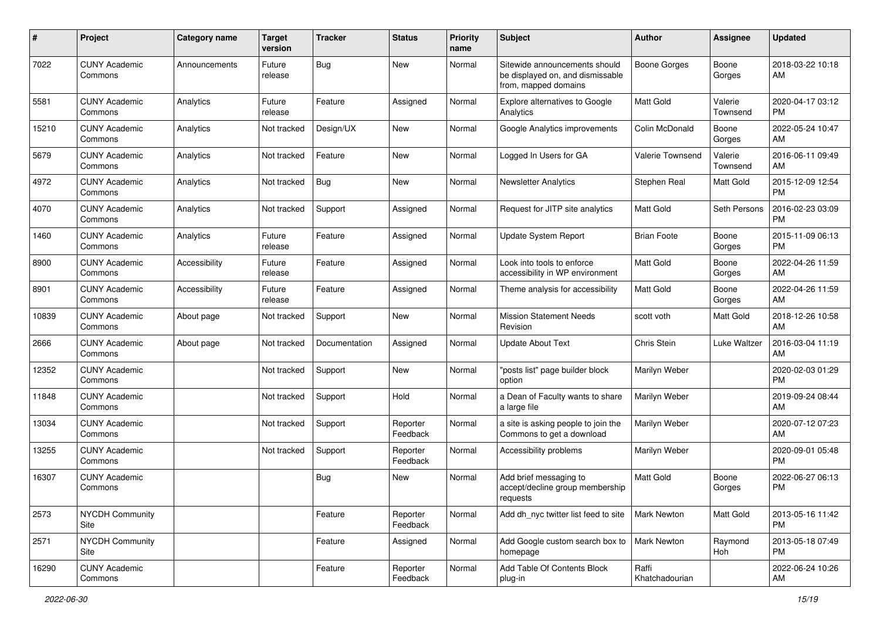| # | Project | Category name | Target version | Tracker | Status | Priority name | Subject | Author | Assignee | Updated |
|---|---|---|---|---|---|---|---|---|---|---|
| 7022 | CUNY Academic Commons | Announcements | Future release | Bug | New | Normal | Sitewide announcements should be displayed on, and dismissable from, mapped domains | Boone Gorges | Boone Gorges | 2018-03-22 10:18 AM |
| 5581 | CUNY Academic Commons | Analytics | Future release | Feature | Assigned | Normal | Explore alternatives to Google Analytics | Matt Gold | Valerie Townsend | 2020-04-17 03:12 PM |
| 15210 | CUNY Academic Commons | Analytics | Not tracked | Design/UX | New | Normal | Google Analytics improvements | Colin McDonald | Boone Gorges | 2022-05-24 10:47 AM |
| 5679 | CUNY Academic Commons | Analytics | Not tracked | Feature | New | Normal | Logged In Users for GA | Valerie Townsend | Valerie Townsend | 2016-06-11 09:49 AM |
| 4972 | CUNY Academic Commons | Analytics | Not tracked | Bug | New | Normal | Newsletter Analytics | Stephen Real | Matt Gold | 2015-12-09 12:54 PM |
| 4070 | CUNY Academic Commons | Analytics | Not tracked | Support | Assigned | Normal | Request for JITP site analytics | Matt Gold | Seth Persons | 2016-02-23 03:09 PM |
| 1460 | CUNY Academic Commons | Analytics | Future release | Feature | Assigned | Normal | Update System Report | Brian Foote | Boone Gorges | 2015-11-09 06:13 PM |
| 8900 | CUNY Academic Commons | Accessibility | Future release | Feature | Assigned | Normal | Look into tools to enforce accessibility in WP environment | Matt Gold | Boone Gorges | 2022-04-26 11:59 AM |
| 8901 | CUNY Academic Commons | Accessibility | Future release | Feature | Assigned | Normal | Theme analysis for accessibility | Matt Gold | Boone Gorges | 2022-04-26 11:59 AM |
| 10839 | CUNY Academic Commons | About page | Not tracked | Support | New | Normal | Mission Statement Needs Revision | scott voth | Matt Gold | 2018-12-26 10:58 AM |
| 2666 | CUNY Academic Commons | About page | Not tracked | Documentation | Assigned | Normal | Update About Text | Chris Stein | Luke Waltzer | 2016-03-04 11:19 AM |
| 12352 | CUNY Academic Commons | | Not tracked | Support | New | Normal | "posts list" page builder block option | Marilyn Weber | | 2020-02-03 01:29 PM |
| 11848 | CUNY Academic Commons | | Not tracked | Support | Hold | Normal | a Dean of Faculty wants to share a large file | Marilyn Weber | | 2019-09-24 08:44 AM |
| 13034 | CUNY Academic Commons | | Not tracked | Support | Reporter Feedback | Normal | a site is asking people to join the Commons to get a download | Marilyn Weber | | 2020-07-12 07:23 AM |
| 13255 | CUNY Academic Commons | | Not tracked | Support | Reporter Feedback | Normal | Accessibility problems | Marilyn Weber | | 2020-09-01 05:48 PM |
| 16307 | CUNY Academic Commons | | | Bug | New | Normal | Add brief messaging to accept/decline group membership requests | Matt Gold | Boone Gorges | 2022-06-27 06:13 PM |
| 2573 | NYCDH Community Site | | | Feature | Reporter Feedback | Normal | Add dh_nyc twitter list feed to site | Mark Newton | Matt Gold | 2013-05-16 11:42 PM |
| 2571 | NYCDH Community Site | | | Feature | Assigned | Normal | Add Google custom search box to homepage | Mark Newton | Raymond Hoh | 2013-05-18 07:49 PM |
| 16290 | CUNY Academic Commons | | | Feature | Reporter Feedback | Normal | Add Table Of Contents Block plug-in | Raffi Khatchadourian | | 2022-06-24 10:26 AM |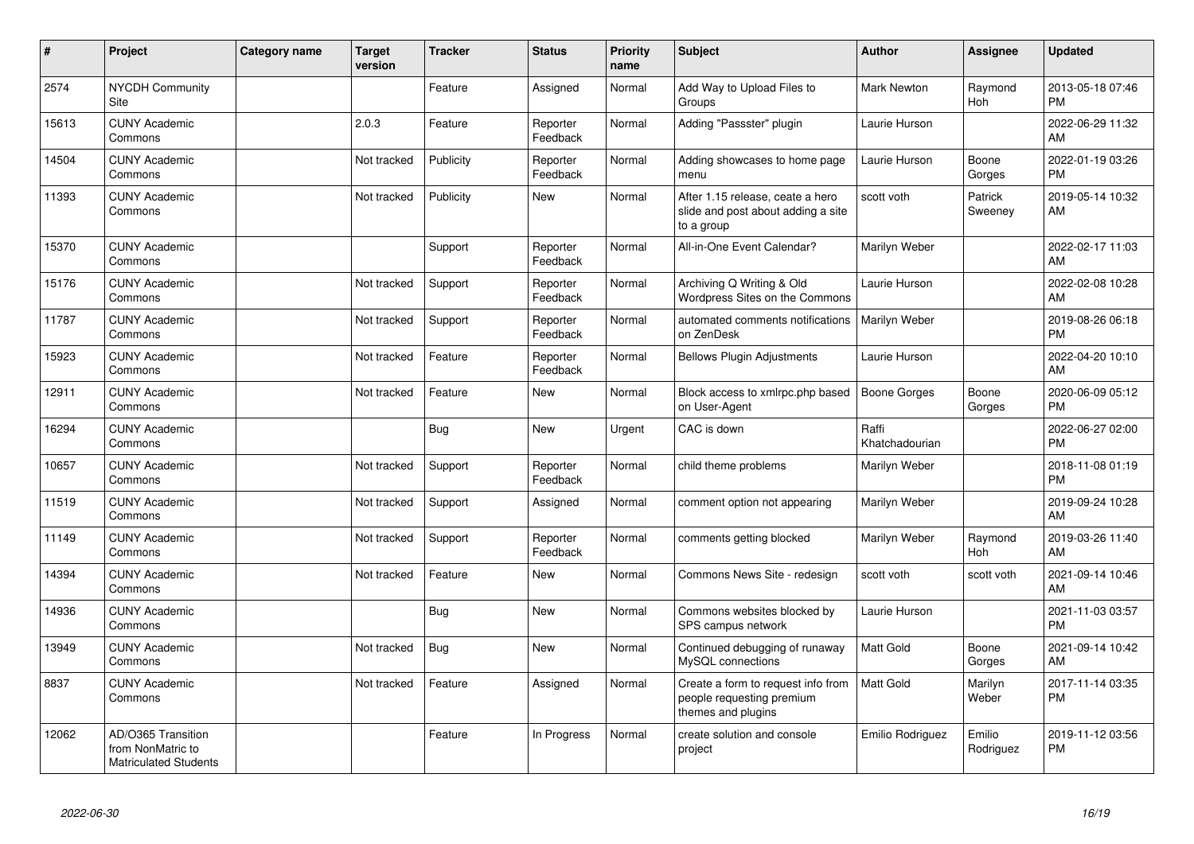| # | Project | Category name | Target version | Tracker | Status | Priority name | Subject | Author | Assignee | Updated |
|---|---|---|---|---|---|---|---|---|---|---|
| 2574 | NYCDH Community Site | | | Feature | Assigned | Normal | Add Way to Upload Files to Groups | Mark Newton | Raymond Hoh | 2013-05-18 07:46 PM |
| 15613 | CUNY Academic Commons | | 2.0.3 | Feature | Reporter Feedback | Normal | Adding "Passster" plugin | Laurie Hurson | | 2022-06-29 11:32 AM |
| 14504 | CUNY Academic Commons | | Not tracked | Publicity | Reporter Feedback | Normal | Adding showcases to home page menu | Laurie Hurson | Boone Gorges | 2022-01-19 03:26 PM |
| 11393 | CUNY Academic Commons | | Not tracked | Publicity | New | Normal | After 1.15 release, ceate a hero slide and post about adding a site to a group | scott voth | Patrick Sweeney | 2019-05-14 10:32 AM |
| 15370 | CUNY Academic Commons | | | Support | Reporter Feedback | Normal | All-in-One Event Calendar? | Marilyn Weber | | 2022-02-17 11:03 AM |
| 15176 | CUNY Academic Commons | | Not tracked | Support | Reporter Feedback | Normal | Archiving Q Writing & Old Wordpress Sites on the Commons | Laurie Hurson | | 2022-02-08 10:28 AM |
| 11787 | CUNY Academic Commons | | Not tracked | Support | Reporter Feedback | Normal | automated comments notifications on ZenDesk | Marilyn Weber | | 2019-08-26 06:18 PM |
| 15923 | CUNY Academic Commons | | Not tracked | Feature | Reporter Feedback | Normal | Bellows Plugin Adjustments | Laurie Hurson | | 2022-04-20 10:10 AM |
| 12911 | CUNY Academic Commons | | Not tracked | Feature | New | Normal | Block access to xmlrpc.php based on User-Agent | Boone Gorges | Boone Gorges | 2020-06-09 05:12 PM |
| 16294 | CUNY Academic Commons | | | Bug | New | Urgent | CAC is down | Raffi Khatchadourian | | 2022-06-27 02:00 PM |
| 10657 | CUNY Academic Commons | | Not tracked | Support | Reporter Feedback | Normal | child theme problems | Marilyn Weber | | 2018-11-08 01:19 PM |
| 11519 | CUNY Academic Commons | | Not tracked | Support | Assigned | Normal | comment option not appearing | Marilyn Weber | | 2019-09-24 10:28 AM |
| 11149 | CUNY Academic Commons | | Not tracked | Support | Reporter Feedback | Normal | comments getting blocked | Marilyn Weber | Raymond Hoh | 2019-03-26 11:40 AM |
| 14394 | CUNY Academic Commons | | Not tracked | Feature | New | Normal | Commons News Site - redesign | scott voth | scott voth | 2021-09-14 10:46 AM |
| 14936 | CUNY Academic Commons | | | Bug | New | Normal | Commons websites blocked by SPS campus network | Laurie Hurson | | 2021-11-03 03:57 PM |
| 13949 | CUNY Academic Commons | | Not tracked | Bug | New | Normal | Continued debugging of runaway MySQL connections | Matt Gold | Boone Gorges | 2021-09-14 10:42 AM |
| 8837 | CUNY Academic Commons | | Not tracked | Feature | Assigned | Normal | Create a form to request info from people requesting premium themes and plugins | Matt Gold | Marilyn Weber | 2017-11-14 03:35 PM |
| 12062 | AD/O365 Transition from NonMatric to Matriculated Students | | | Feature | In Progress | Normal | create solution and console project | Emilio Rodriguez | Emilio Rodriguez | 2019-11-12 03:56 PM |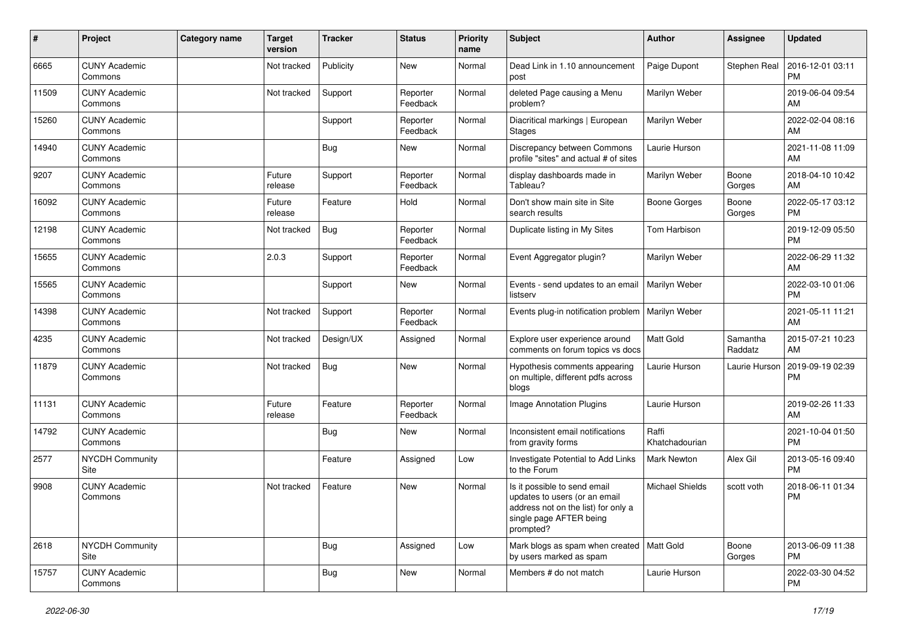| # | Project | Category name | Target version | Tracker | Status | Priority name | Subject | Author | Assignee | Updated |
|---|---|---|---|---|---|---|---|---|---|---|
| 6665 | CUNY Academic Commons | | Not tracked | Publicity | New | Normal | Dead Link in 1.10 announcement post | Paige Dupont | Stephen Real | 2016-12-01 03:11 PM |
| 11509 | CUNY Academic Commons | | Not tracked | Support | Reporter Feedback | Normal | deleted Page causing a Menu problem? | Marilyn Weber | | 2019-06-04 09:54 AM |
| 15260 | CUNY Academic Commons | | | Support | Reporter Feedback | Normal | Diacritical markings \| European Stages | Marilyn Weber | | 2022-02-04 08:16 AM |
| 14940 | CUNY Academic Commons | | | Bug | New | Normal | Discrepancy between Commons profile "sites" and actual # of sites | Laurie Hurson | | 2021-11-08 11:09 AM |
| 9207 | CUNY Academic Commons | | Future release | Support | Reporter Feedback | Normal | display dashboards made in Tableau? | Marilyn Weber | Boone Gorges | 2018-04-10 10:42 AM |
| 16092 | CUNY Academic Commons | | Future release | Feature | Hold | Normal | Don't show main site in Site search results | Boone Gorges | Boone Gorges | 2022-05-17 03:12 PM |
| 12198 | CUNY Academic Commons | | Not tracked | Bug | Reporter Feedback | Normal | Duplicate listing in My Sites | Tom Harbison | | 2019-12-09 05:50 PM |
| 15655 | CUNY Academic Commons | | 2.0.3 | Support | Reporter Feedback | Normal | Event Aggregator plugin? | Marilyn Weber | | 2022-06-29 11:32 AM |
| 15565 | CUNY Academic Commons | | | Support | New | Normal | Events - send updates to an email listserv | Marilyn Weber | | 2022-03-10 01:06 PM |
| 14398 | CUNY Academic Commons | | Not tracked | Support | Reporter Feedback | Normal | Events plug-in notification problem | Marilyn Weber | | 2021-05-11 11:21 AM |
| 4235 | CUNY Academic Commons | | Not tracked | Design/UX | Assigned | Normal | Explore user experience around comments on forum topics vs docs | Matt Gold | Samantha Raddatz | 2015-07-21 10:23 AM |
| 11879 | CUNY Academic Commons | | Not tracked | Bug | New | Normal | Hypothesis comments appearing on multiple, different pdfs across blogs | Laurie Hurson | Laurie Hurson | 2019-09-19 02:39 PM |
| 11131 | CUNY Academic Commons | | Future release | Feature | Reporter Feedback | Normal | Image Annotation Plugins | Laurie Hurson | | 2019-02-26 11:33 AM |
| 14792 | CUNY Academic Commons | | | Bug | New | Normal | Inconsistent email notifications from gravity forms | Raffi Khatchadourian | | 2021-10-04 01:50 PM |
| 2577 | NYCDH Community Site | | | Feature | Assigned | Low | Investigate Potential to Add Links to the Forum | Mark Newton | Alex Gil | 2013-05-16 09:40 PM |
| 9908 | CUNY Academic Commons | | Not tracked | Feature | New | Normal | Is it possible to send email updates to users (or an email address not on the list) for only a single page AFTER being prompted? | Michael Shields | scott voth | 2018-06-11 01:34 PM |
| 2618 | NYCDH Community Site | | | Bug | Assigned | Low | Mark blogs as spam when created by users marked as spam | Matt Gold | Boone Gorges | 2013-06-09 11:38 PM |
| 15757 | CUNY Academic Commons | | | Bug | New | Normal | Members # do not match | Laurie Hurson | | 2022-03-30 04:52 PM |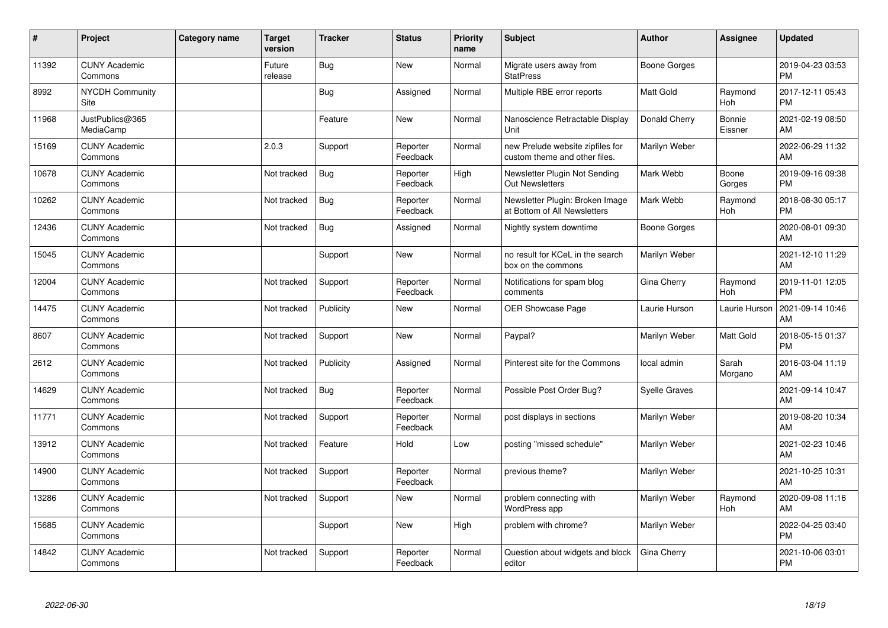| # | Project | Category name | Target version | Tracker | Status | Priority name | Subject | Author | Assignee | Updated |
|---|---|---|---|---|---|---|---|---|---|---|
| 11392 | CUNY Academic Commons | | Future release | Bug | New | Normal | Migrate users away from StatPress | Boone Gorges | | 2019-04-23 03:53 PM |
| 8992 | NYCDH Community Site | | | Bug | Assigned | Normal | Multiple RBE error reports | Matt Gold | Raymond Hoh | 2017-12-11 05:43 PM |
| 11968 | JustPublics@365 MediaCamp | | | Feature | New | Normal | Nanoscience Retractable Display Unit | Donald Cherry | Bonnie Eissner | 2021-02-19 08:50 AM |
| 15169 | CUNY Academic Commons | | 2.0.3 | Support | Reporter Feedback | Normal | new Prelude website zipfiles for custom theme and other files. | Marilyn Weber | | 2022-06-29 11:32 AM |
| 10678 | CUNY Academic Commons | | Not tracked | Bug | Reporter Feedback | High | Newsletter Plugin Not Sending Out Newsletters | Mark Webb | Boone Gorges | 2019-09-16 09:38 PM |
| 10262 | CUNY Academic Commons | | Not tracked | Bug | Reporter Feedback | Normal | Newsletter Plugin: Broken Image at Bottom of All Newsletters | Mark Webb | Raymond Hoh | 2018-08-30 05:17 PM |
| 12436 | CUNY Academic Commons | | Not tracked | Bug | Assigned | Normal | Nightly system downtime | Boone Gorges | | 2020-08-01 09:30 AM |
| 15045 | CUNY Academic Commons | | | Support | New | Normal | no result for KCeL in the search box on the commons | Marilyn Weber | | 2021-12-10 11:29 AM |
| 12004 | CUNY Academic Commons | | Not tracked | Support | Reporter Feedback | Normal | Notifications for spam blog comments | Gina Cherry | Raymond Hoh | 2019-11-01 12:05 PM |
| 14475 | CUNY Academic Commons | | Not tracked | Publicity | New | Normal | OER Showcase Page | Laurie Hurson | Laurie Hurson | 2021-09-14 10:46 AM |
| 8607 | CUNY Academic Commons | | Not tracked | Support | New | Normal | Paypal? | Marilyn Weber | Matt Gold | 2018-05-15 01:37 PM |
| 2612 | CUNY Academic Commons | | Not tracked | Publicity | Assigned | Normal | Pinterest site for the Commons | local admin | Sarah Morgano | 2016-03-04 11:19 AM |
| 14629 | CUNY Academic Commons | | Not tracked | Bug | Reporter Feedback | Normal | Possible Post Order Bug? | Syelle Graves | | 2021-09-14 10:47 AM |
| 11771 | CUNY Academic Commons | | Not tracked | Support | Reporter Feedback | Normal | post displays in sections | Marilyn Weber | | 2019-08-20 10:34 AM |
| 13912 | CUNY Academic Commons | | Not tracked | Feature | Hold | Low | posting "missed schedule" | Marilyn Weber | | 2021-02-23 10:46 AM |
| 14900 | CUNY Academic Commons | | Not tracked | Support | Reporter Feedback | Normal | previous theme? | Marilyn Weber | | 2021-10-25 10:31 AM |
| 13286 | CUNY Academic Commons | | Not tracked | Support | New | Normal | problem connecting with WordPress app | Marilyn Weber | Raymond Hoh | 2020-09-08 11:16 AM |
| 15685 | CUNY Academic Commons | | | Support | New | High | problem with chrome? | Marilyn Weber | | 2022-04-25 03:40 PM |
| 14842 | CUNY Academic Commons | | Not tracked | Support | Reporter Feedback | Normal | Question about widgets and block editor | Gina Cherry | | 2021-10-06 03:01 PM |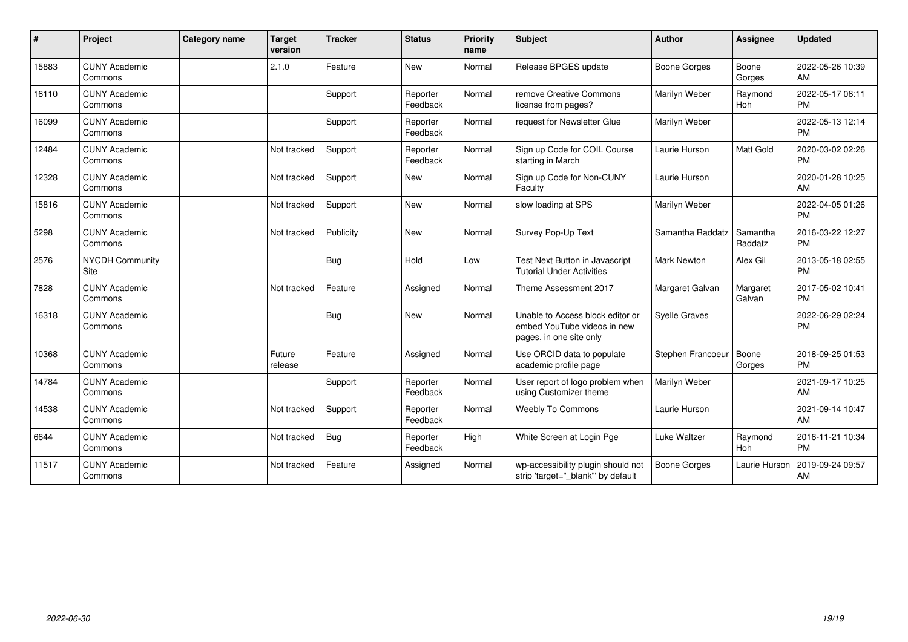| # | Project | Category name | Target version | Tracker | Status | Priority name | Subject | Author | Assignee | Updated |
|---|---|---|---|---|---|---|---|---|---|---|
| 15883 | CUNY Academic Commons | | 2.1.0 | Feature | New | Normal | Release BPGES update | Boone Gorges | Boone Gorges | 2022-05-26 10:39 AM |
| 16110 | CUNY Academic Commons | | | Support | Reporter Feedback | Normal | remove Creative Commons license from pages? | Marilyn Weber | Raymond Hoh | 2022-05-17 06:11 PM |
| 16099 | CUNY Academic Commons | | | Support | Reporter Feedback | Normal | request for Newsletter Glue | Marilyn Weber | | 2022-05-13 12:14 PM |
| 12484 | CUNY Academic Commons | | Not tracked | Support | Reporter Feedback | Normal | Sign up Code for COIL Course starting in March | Laurie Hurson | Matt Gold | 2020-03-02 02:26 PM |
| 12328 | CUNY Academic Commons | | Not tracked | Support | New | Normal | Sign up Code for Non-CUNY Faculty | Laurie Hurson | | 2020-01-28 10:25 AM |
| 15816 | CUNY Academic Commons | | Not tracked | Support | New | Normal | slow loading at SPS | Marilyn Weber | | 2022-04-05 01:26 PM |
| 5298 | CUNY Academic Commons | | Not tracked | Publicity | New | Normal | Survey Pop-Up Text | Samantha Raddatz | Samantha Raddatz | 2016-03-22 12:27 PM |
| 2576 | NYCDH Community Site | | | Bug | Hold | Low | Test Next Button in Javascript Tutorial Under Activities | Mark Newton | Alex Gil | 2013-05-18 02:55 PM |
| 7828 | CUNY Academic Commons | | Not tracked | Feature | Assigned | Normal | Theme Assessment 2017 | Margaret Galvan | Margaret Galvan | 2017-05-02 10:41 PM |
| 16318 | CUNY Academic Commons | | | Bug | New | Normal | Unable to Access block editor or embed YouTube videos in new pages, in one site only | Syelle Graves | | 2022-06-29 02:24 PM |
| 10368 | CUNY Academic Commons | | Future release | Feature | Assigned | Normal | Use ORCID data to populate academic profile page | Stephen Francoeur | Boone Gorges | 2018-09-25 01:53 PM |
| 14784 | CUNY Academic Commons | | | Support | Reporter Feedback | Normal | User report of logo problem when using Customizer theme | Marilyn Weber | | 2021-09-17 10:25 AM |
| 14538 | CUNY Academic Commons | | Not tracked | Support | Reporter Feedback | Normal | Weebly To Commons | Laurie Hurson | | 2021-09-14 10:47 AM |
| 6644 | CUNY Academic Commons | | Not tracked | Bug | Reporter Feedback | High | White Screen at Login Pge | Luke Waltzer | Raymond Hoh | 2016-11-21 10:34 PM |
| 11517 | CUNY Academic Commons | | Not tracked | Feature | Assigned | Normal | wp-accessibility plugin should not strip 'target="_blank"' by default | Boone Gorges | Laurie Hurson | 2019-09-24 09:57 AM |